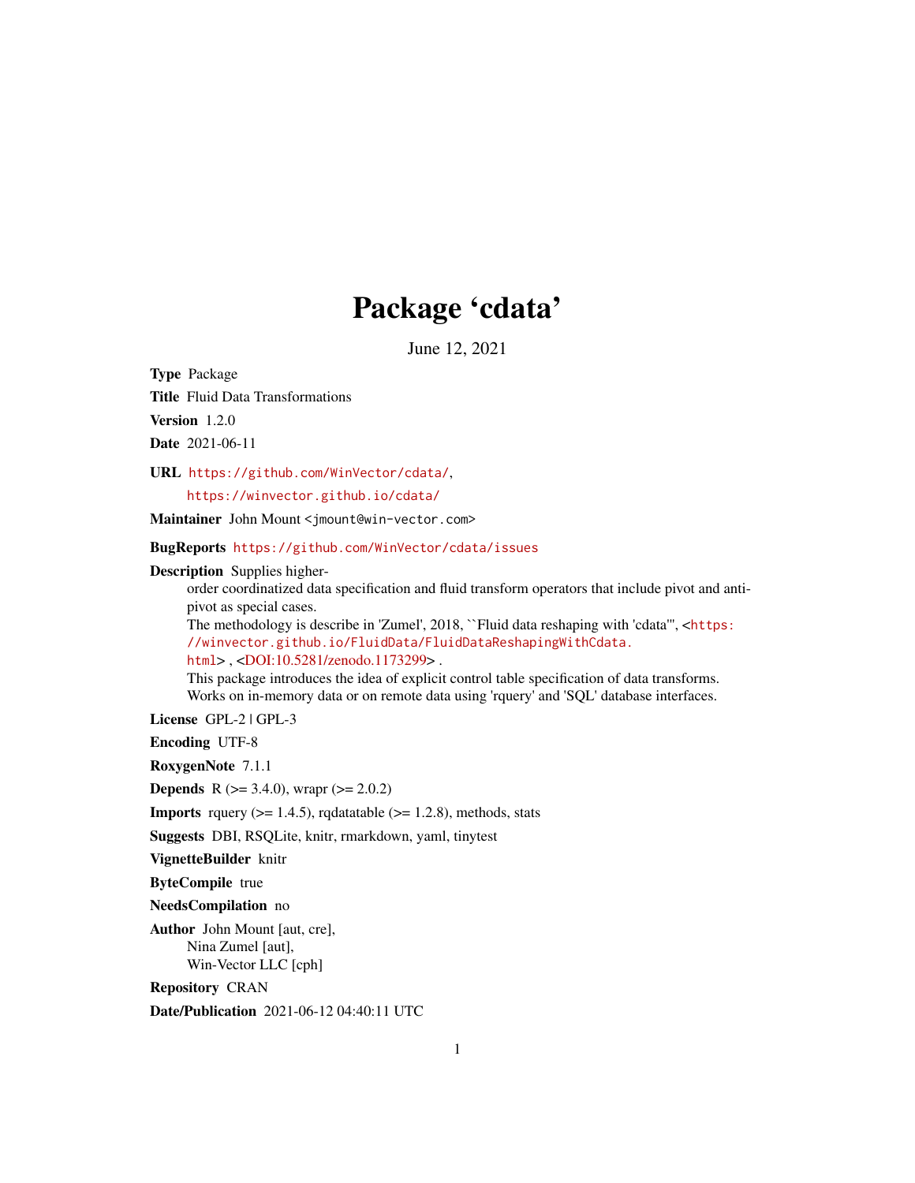# Package 'cdata'

June 12, 2021

**Type** Package

**Title** Fluid Data Transformations

**Version** 1.2.0

**Date** 2021-06-11

**URL** https://github.com/WinVector/cdata/,
https://winvector.github.io/cdata/

**Maintainer** John Mount <jmount@win-vector.com>

**BugReports** https://github.com/WinVector/cdata/issues

**Description** Supplies higher-order coordinatized data specification and fluid transform operators that include pivot and anti-pivot as special cases.
The methodology is describe in 'Zumel', 2018, ``Fluid data reshaping with 'cdata''', <https://winvector.github.io/FluidData/FluidDataReshapingWithCdata.html> , <DOI:10.5281/zenodo.1173299> .
This package introduces the idea of explicit control table specification of data transforms.
Works on in-memory data or on remote data using 'rquery' and 'SQL' database interfaces.

**License** GPL-2 | GPL-3

**Encoding** UTF-8

**RoxygenNote** 7.1.1

**Depends** R (>= 3.4.0), wrapr (>= 2.0.2)

**Imports** rquery (>= 1.4.5), rqdatatable (>= 1.2.8), methods, stats

**Suggests** DBI, RSQLite, knitr, rmarkdown, yaml, tinytest

**VignetteBuilder** knitr

**ByteCompile** true

**NeedsCompilation** no

**Author** John Mount [aut, cre],
Nina Zumel [aut],
Win-Vector LLC [cph]

**Repository** CRAN

**Date/Publication** 2021-06-12 04:40:11 UTC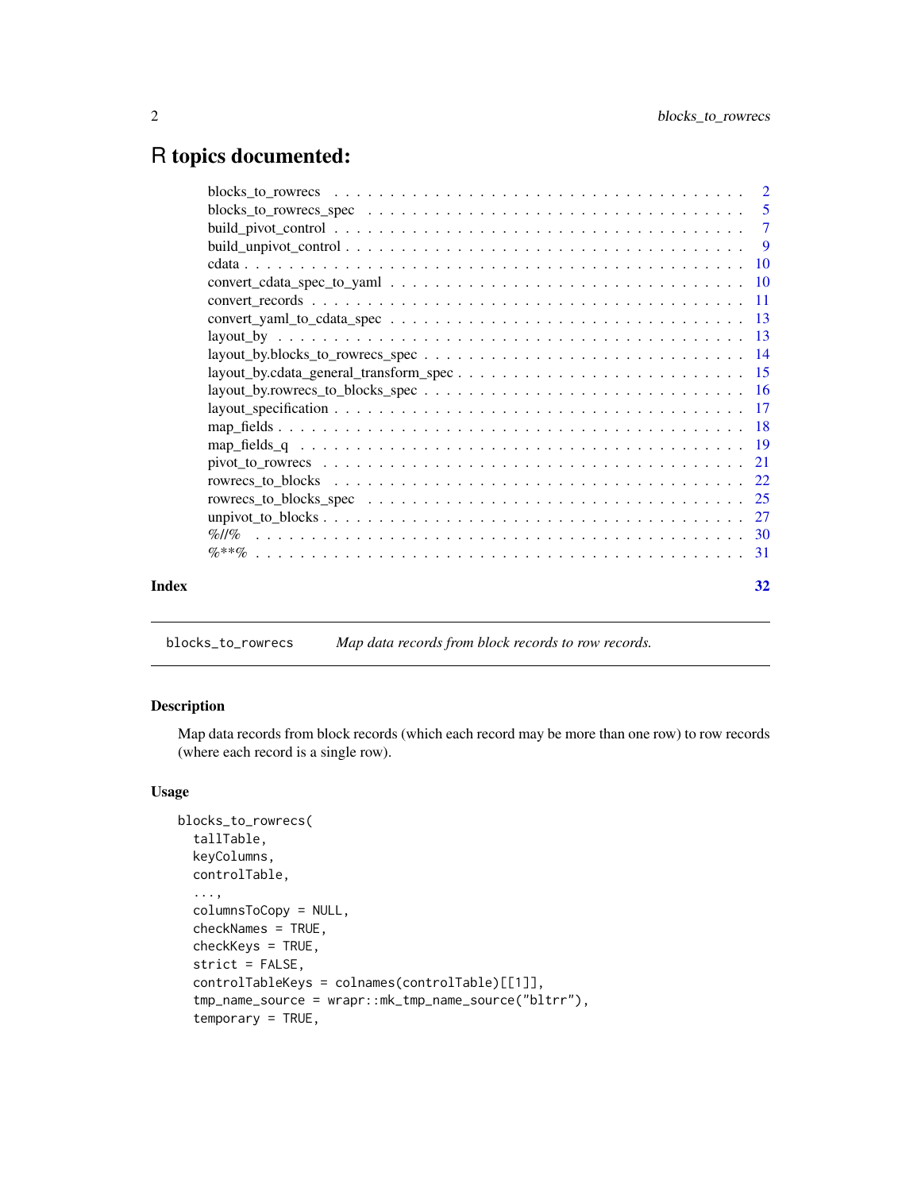# R topics documented:

| | |
|---|---|
| blocks_to_rowrecs | 2 |
| blocks_to_rowrecs_spec | 5 |
| build_pivot_control | 7 |
| build_unpivot_control | 9 |
| cdata | 10 |
| convert_cdata_spec_to_yaml | 10 |
| convert_records | 11 |
| convert_yaml_to_cdata_spec | 13 |
| layout_by | 13 |
| layout_by.blocks_to_rowrecs_spec | 14 |
| layout_by.cdata_general_transform_spec | 15 |
| layout_by.rowrecs_to_blocks_spec | 16 |
| layout_specification | 17 |
| map_fields | 18 |
| map_fields_q | 19 |
| pivot_to_rowrecs | 21 |
| rowrecs_to_blocks | 22 |
| rowrecs_to_blocks_spec | 25 |
| unpivot_to_blocks | 27 |
| %//% | 30 |
| %**% | 31 |
| **Index** | **32** |

---

`blocks_to_rowrecs` *Map data records from block records to row records.*

---

### Description

Map data records from block records (which each record may be more than one row) to row records (where each record is a single row).

### Usage

```
blocks_to_rowrecs(
  tallTable,
  keyColumns,
  controlTable,
  ...,
  columnsToCopy = NULL,
  checkNames = TRUE,
  checkKeys = TRUE,
  strict = FALSE,
  controlTableKeys = colnames(controlTable)[[1]],
  tmp_name_source = wrapr::mk_tmp_name_source("bltrr"),
  temporary = TRUE,
```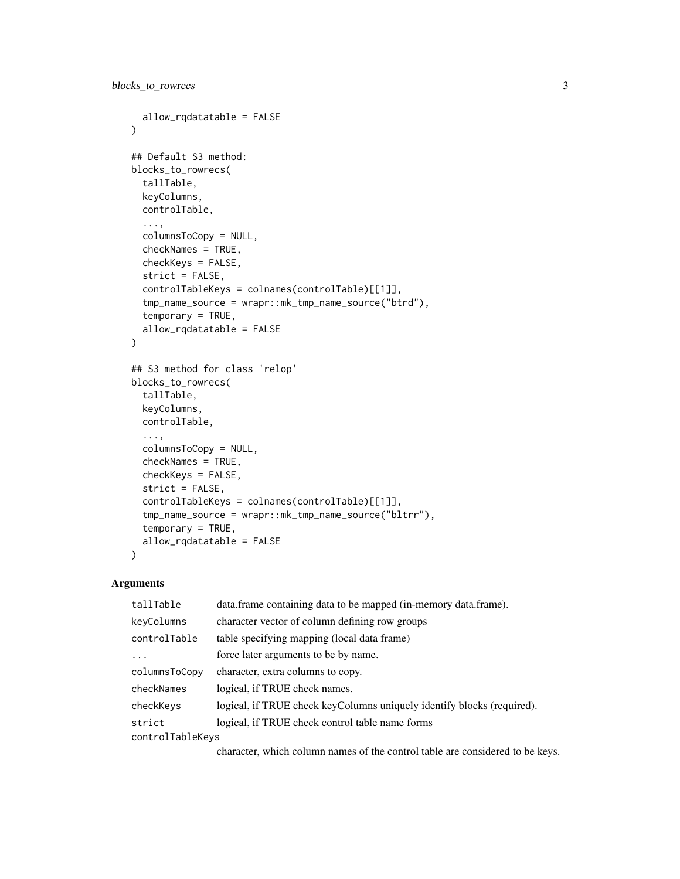```
  allow_rqdatatable = FALSE
)

## Default S3 method:
blocks_to_rowrecs(
  tallTable,
  keyColumns,
  controlTable,
  ...,
  columnsToCopy = NULL,
  checkNames = TRUE,
  checkKeys = FALSE,
  strict = FALSE,
  controlTableKeys = colnames(controlTable)[[1]],
  tmp_name_source = wrapr::mk_tmp_name_source("btrd"),
  temporary = TRUE,
  allow_rqdatatable = FALSE
)

## S3 method for class 'relop'
blocks_to_rowrecs(
  tallTable,
  keyColumns,
  controlTable,
  ...,
  columnsToCopy = NULL,
  checkNames = TRUE,
  checkKeys = FALSE,
  strict = FALSE,
  controlTableKeys = colnames(controlTable)[[1]],
  tmp_name_source = wrapr::mk_tmp_name_source("bltrr"),
  temporary = TRUE,
  allow_rqdatatable = FALSE
)
```

## Arguments

| | |
|---|---|
| `tallTable` | data.frame containing data to be mapped (in-memory data.frame). |
| `keyColumns` | character vector of column defining row groups |
| `controlTable` | table specifying mapping (local data frame) |
| `...` | force later arguments to be by name. |
| `columnsToCopy` | character, extra columns to copy. |
| `checkNames` | logical, if TRUE check names. |
| `checkKeys` | logical, if TRUE check keyColumns uniquely identify blocks (required). |
| `strict` | logical, if TRUE check control table name forms |
| `controlTableKeys` | character, which column names of the control table are considered to be keys. |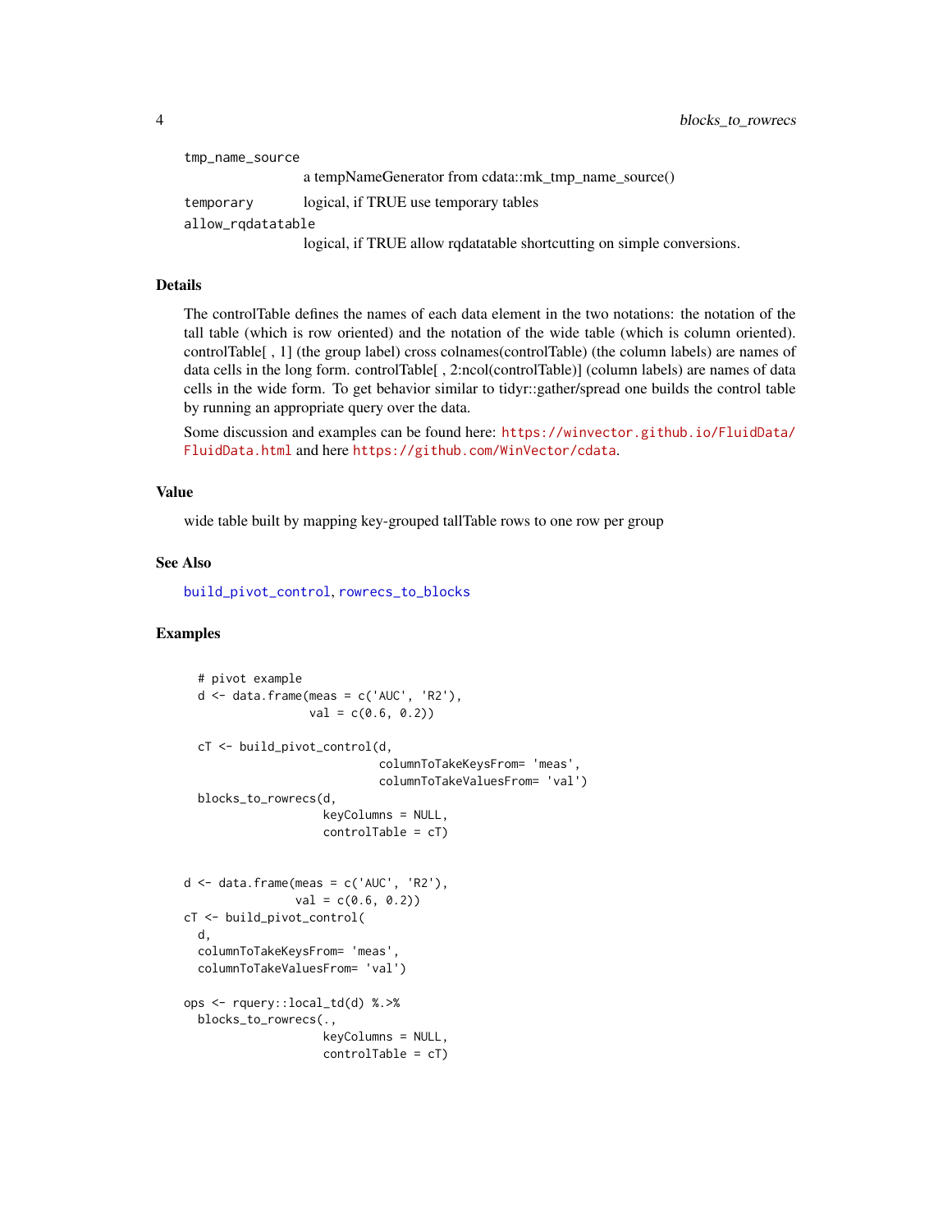`tmp_name_source`
: a tempNameGenerator from cdata::mk_tmp_name_source()

`temporary`
: logical, if TRUE use temporary tables

`allow_rqdatatable`
: logical, if TRUE allow rqdatatable shortcutting on simple conversions.

## Details

The controlTable defines the names of each data element in the two notations: the notation of the tall table (which is row oriented) and the notation of the wide table (which is column oriented). controlTable[ , 1] (the group label) cross colnames(controlTable) (the column labels) are names of data cells in the long form. controlTable[ , 2:ncol(controlTable)] (column labels) are names of data cells in the wide form. To get behavior similar to tidyr::gather/spread one builds the control table by running an appropriate query over the data.

Some discussion and examples can be found here: https://winvector.github.io/FluidData/FluidData.html and here https://github.com/WinVector/cdata.

## Value

wide table built by mapping key-grouped tallTable rows to one row per group

## See Also

`build_pivot_control`, `rowrecs_to_blocks`

## Examples

```
  # pivot example
  d <- data.frame(meas = c('AUC', 'R2'),
                  val = c(0.6, 0.2))

  cT <- build_pivot_control(d,
                            columnToTakeKeysFrom= 'meas',
                            columnToTakeValuesFrom= 'val')
  blocks_to_rowrecs(d,
                    keyColumns = NULL,
                    controlTable = cT)


d <- data.frame(meas = c('AUC', 'R2'),
                val = c(0.6, 0.2))
cT <- build_pivot_control(
  d,
  columnToTakeKeysFrom= 'meas',
  columnToTakeValuesFrom= 'val')

ops <- rquery::local_td(d) %.>%
  blocks_to_rowrecs(.,
                    keyColumns = NULL,
                    controlTable = cT)
```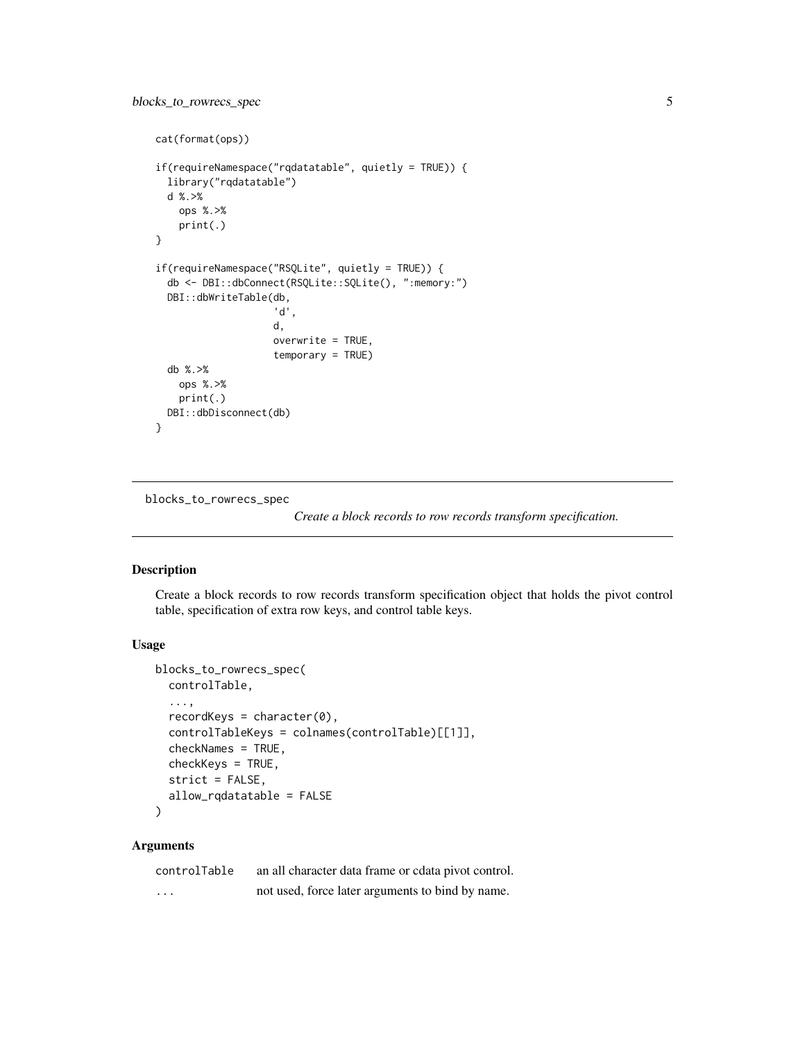```
cat(format(ops))

if(requireNamespace("rqdatatable", quietly = TRUE)) {
  library("rqdatatable")
  d %.>%
    ops %.>%
    print(.)
}

if(requireNamespace("RSQLite", quietly = TRUE)) {
  db <- DBI::dbConnect(RSQLite::SQLite(), ":memory:")
  DBI::dbWriteTable(db,
                    'd',
                    d,
                    overwrite = TRUE,
                    temporary = TRUE)
  db %.>%
    ops %.>%
    print(.)
  DBI::dbDisconnect(db)
}
```

---

## blocks_to_rowrecs_spec

*Create a block records to row records transform specification.*

---

### Description

Create a block records to row records transform specification object that holds the pivot control table, specification of extra row keys, and control table keys.

### Usage

```
blocks_to_rowrecs_spec(
  controlTable,
  ...,
  recordKeys = character(0),
  controlTableKeys = colnames(controlTable)[[1]],
  checkNames = TRUE,
  checkKeys = TRUE,
  strict = FALSE,
  allow_rqdatatable = FALSE
)
```

### Arguments

| | |
|---|---|
| controlTable | an all character data frame or cdata pivot control. |
| ... | not used, force later arguments to bind by name. |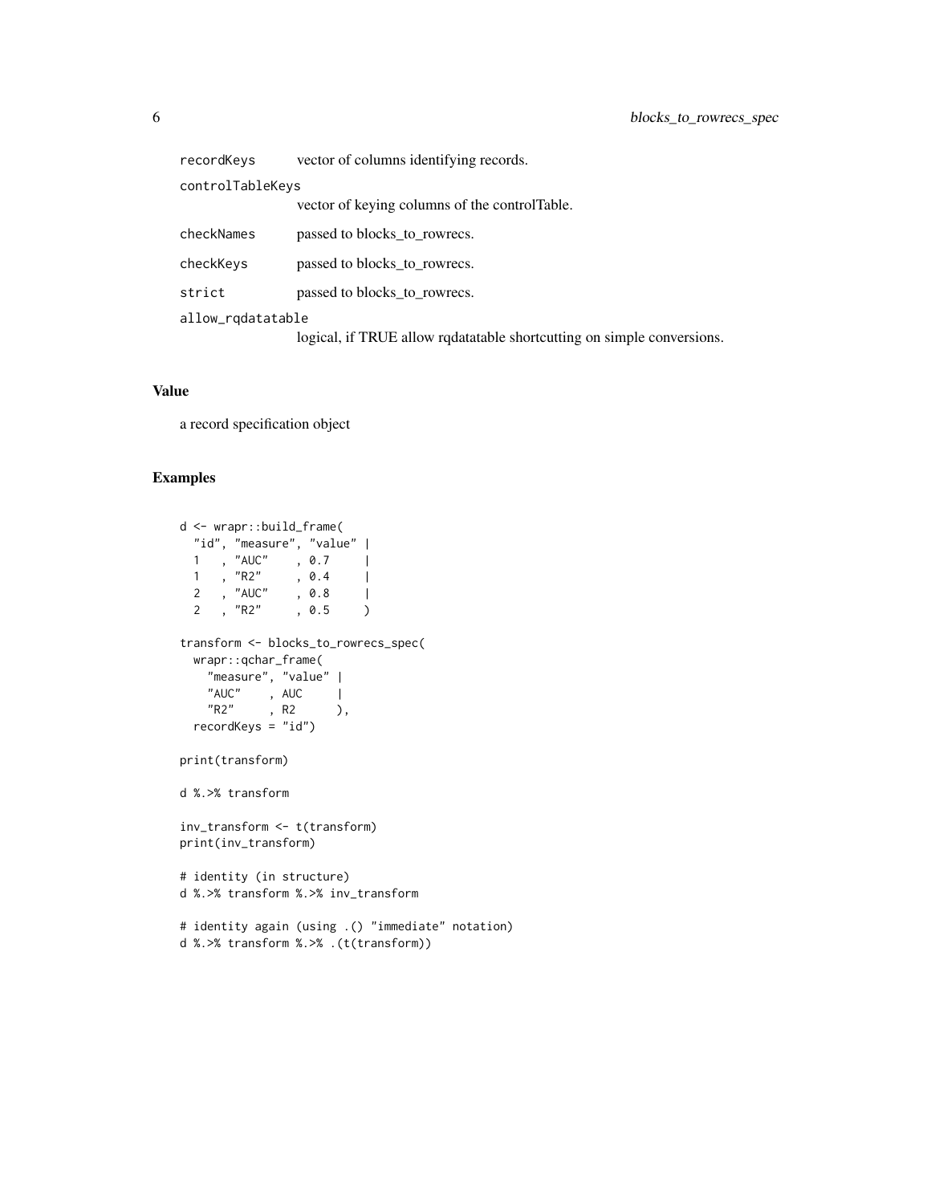| | |
|---|---|
| `recordKeys` | vector of columns identifying records. |
| `controlTableKeys` | vector of keying columns of the controlTable. |
| `checkNames` | passed to blocks_to_rowrecs. |
| `checkKeys` | passed to blocks_to_rowrecs. |
| `strict` | passed to blocks_to_rowrecs. |
| `allow_rqdatatable` | logical, if TRUE allow rqdatatable shortcutting on simple conversions. |

## Value

a record specification object

## Examples

```
d <- wrapr::build_frame(
  "id", "measure", "value" |
  1   , "AUC"    , 0.7     |
  1   , "R2"     , 0.4     |
  2   , "AUC"    , 0.8     |
  2   , "R2"     , 0.5     )

transform <- blocks_to_rowrecs_spec(
  wrapr::qchar_frame(
    "measure", "value" |
    "AUC"    , AUC     |
    "R2"     , R2      ),
  recordKeys = "id")

print(transform)

d %.>% transform

inv_transform <- t(transform)
print(inv_transform)

# identity (in structure)
d %.>% transform %.>% inv_transform

# identity again (using .() "immediate" notation)
d %.>% transform %.>% .(t(transform))
```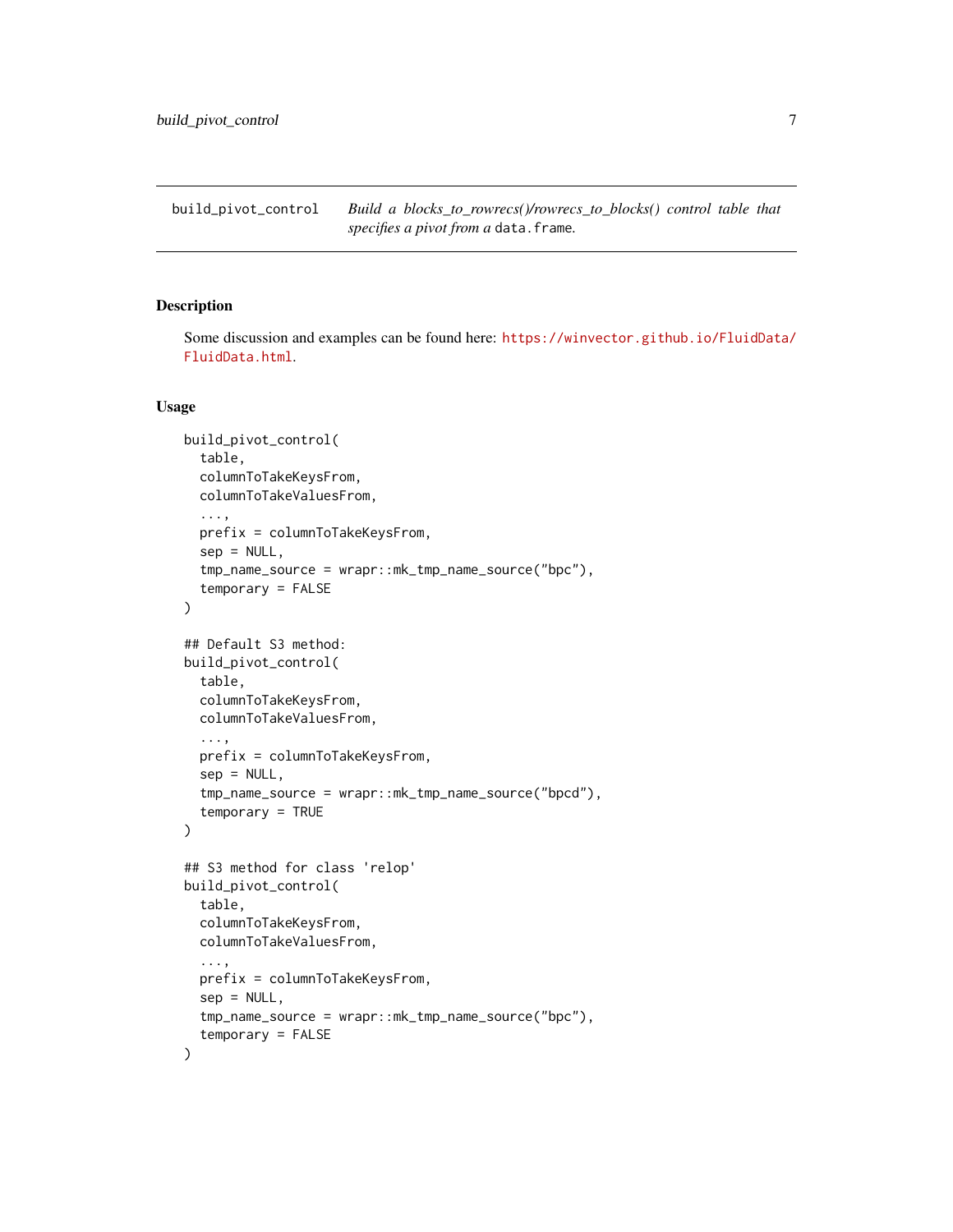build_pivot_control — *Build a blocks_to_rowrecs()/rowrecs_to_blocks() control table that specifies a pivot from a* `data.frame`.

## Description

Some discussion and examples can be found here: https://winvector.github.io/FluidData/FluidData.html.

## Usage

```
build_pivot_control(
  table,
  columnToTakeKeysFrom,
  columnToTakeValuesFrom,
  ...,
  prefix = columnToTakeKeysFrom,
  sep = NULL,
  tmp_name_source = wrapr::mk_tmp_name_source("bpc"),
  temporary = FALSE
)

## Default S3 method:
build_pivot_control(
  table,
  columnToTakeKeysFrom,
  columnToTakeValuesFrom,
  ...,
  prefix = columnToTakeKeysFrom,
  sep = NULL,
  tmp_name_source = wrapr::mk_tmp_name_source("bpcd"),
  temporary = TRUE
)

## S3 method for class 'relop'
build_pivot_control(
  table,
  columnToTakeKeysFrom,
  columnToTakeValuesFrom,
  ...,
  prefix = columnToTakeKeysFrom,
  sep = NULL,
  tmp_name_source = wrapr::mk_tmp_name_source("bpc"),
  temporary = FALSE
)
```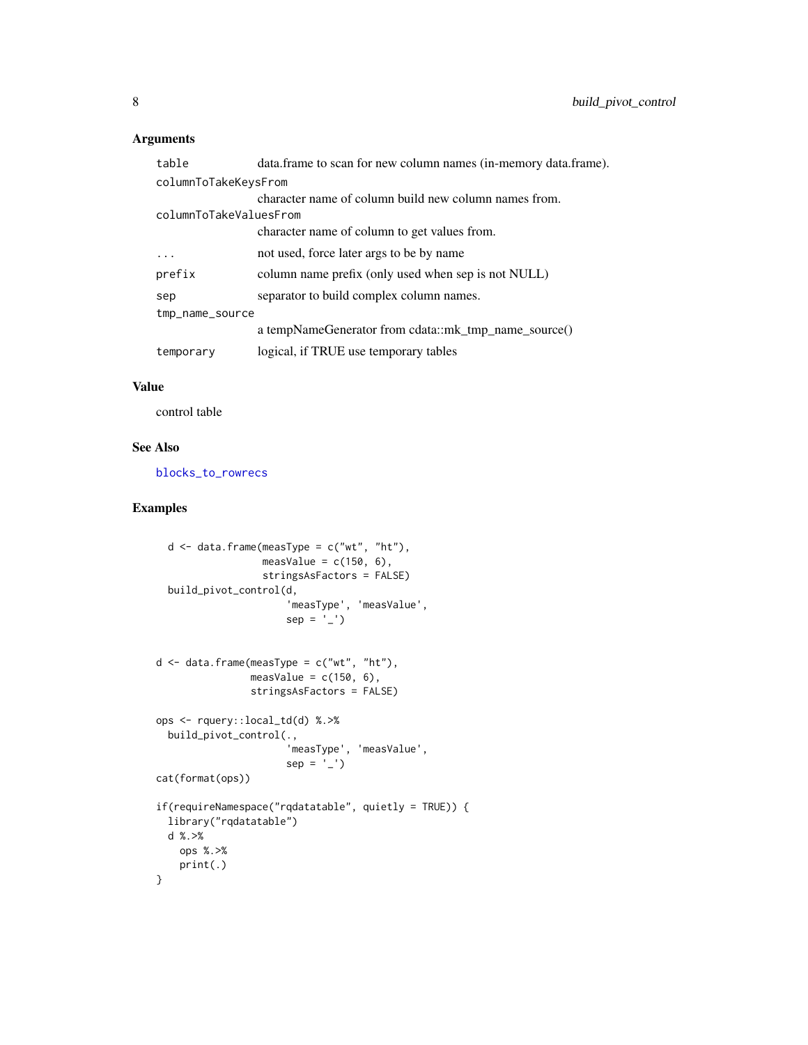### Arguments

| | |
|---|---|
| `table` | data.frame to scan for new column names (in-memory data.frame). |
| `columnToTakeKeysFrom` | character name of column build new column names from. |
| `columnToTakeValuesFrom` | character name of column to get values from. |
| `...` | not used, force later args to be by name |
| `prefix` | column name prefix (only used when sep is not NULL) |
| `sep` | separator to build complex column names. |
| `tmp_name_source` | a tempNameGenerator from cdata::mk_tmp_name_source() |
| `temporary` | logical, if TRUE use temporary tables |

### Value

control table

### See Also

blocks_to_rowrecs

### Examples

```
  d <- data.frame(measType = c("wt", "ht"),
                  measValue = c(150, 6),
                  stringsAsFactors = FALSE)
  build_pivot_control(d,
                      'measType', 'measValue',
                      sep = '_')


d <- data.frame(measType = c("wt", "ht"),
                measValue = c(150, 6),
                stringsAsFactors = FALSE)

ops <- rquery::local_td(d) %.>%
  build_pivot_control(.,
                      'measType', 'measValue',
                      sep = '_')
cat(format(ops))

if(requireNamespace("rqdatatable", quietly = TRUE)) {
  library("rqdatatable")
  d %.>%
    ops %.>%
    print(.)
}
```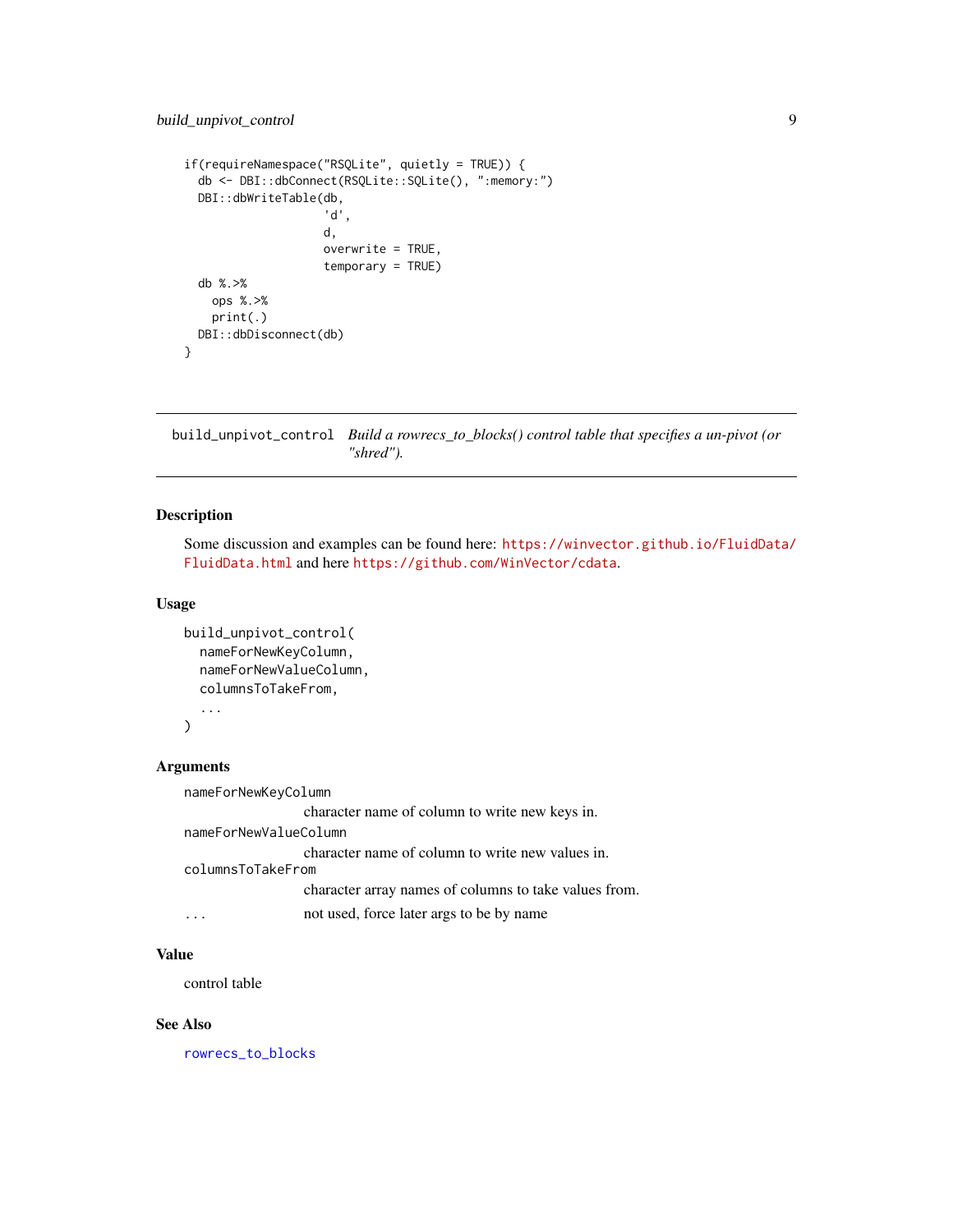```
if(requireNamespace("RSQLite", quietly = TRUE)) {
  db <- DBI::dbConnect(RSQLite::SQLite(), ":memory:")
  DBI::dbWriteTable(db,
                    'd',
                    d,
                    overwrite = TRUE,
                    temporary = TRUE)
  db %.>%
    ops %.>%
    print(.)
  DBI::dbDisconnect(db)
}
```

---

## build_unpivot_control    *Build a rowrecs_to_blocks() control table that specifies a un-pivot (or "shred").*

---

### Description

Some discussion and examples can be found here: https://winvector.github.io/FluidData/FluidData.html and here https://github.com/WinVector/cdata.

### Usage

```
build_unpivot_control(
  nameForNewKeyColumn,
  nameForNewValueColumn,
  columnsToTakeFrom,
  ...
)
```

### Arguments

`nameForNewKeyColumn`
: character name of column to write new keys in.

`nameForNewValueColumn`
: character name of column to write new values in.

`columnsToTakeFrom`
: character array names of columns to take values from.

`...`
: not used, force later args to be by name

### Value

control table

### See Also

rowrecs_to_blocks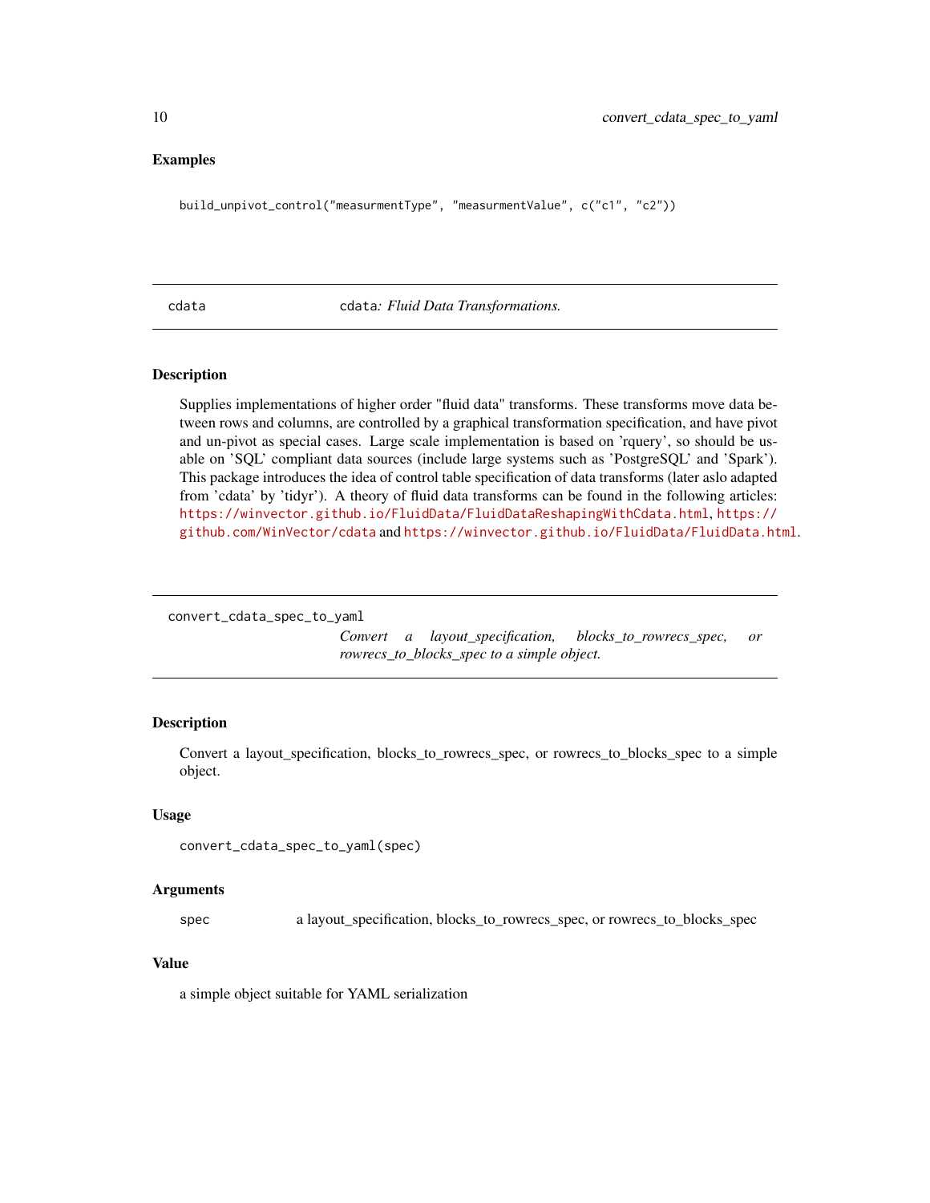### Examples

```
build_unpivot_control("measurmentType", "measurmentValue", c("c1", "c2"))
```

---

## cdata — cdata*: Fluid Data Transformations.*

### Description

Supplies implementations of higher order "fluid data" transforms. These transforms move data between rows and columns, are controlled by a graphical transformation specification, and have pivot and un-pivot as special cases. Large scale implementation is based on 'rquery', so should be usable on 'SQL' compliant data sources (include large systems such as 'PostgreSQL' and 'Spark'). This package introduces the idea of control table specification of data transforms (later aslo adapted from 'cdata' by 'tidyr'). A theory of fluid data transforms can be found in the following articles: https://winvector.github.io/FluidData/FluidDataReshapingWithCdata.html, https://github.com/WinVector/cdata and https://winvector.github.io/FluidData/FluidData.html.

---

## convert_cdata_spec_to_yaml — *Convert a layout_specification, blocks_to_rowrecs_spec, or rowrecs_to_blocks_spec to a simple object.*

### Description

Convert a layout_specification, blocks_to_rowrecs_spec, or rowrecs_to_blocks_spec to a simple object.

### Usage

```
convert_cdata_spec_to_yaml(spec)
```

### Arguments

| | |
|---|---|
| spec | a layout_specification, blocks_to_rowrecs_spec, or rowrecs_to_blocks_spec |

### Value

a simple object suitable for YAML serialization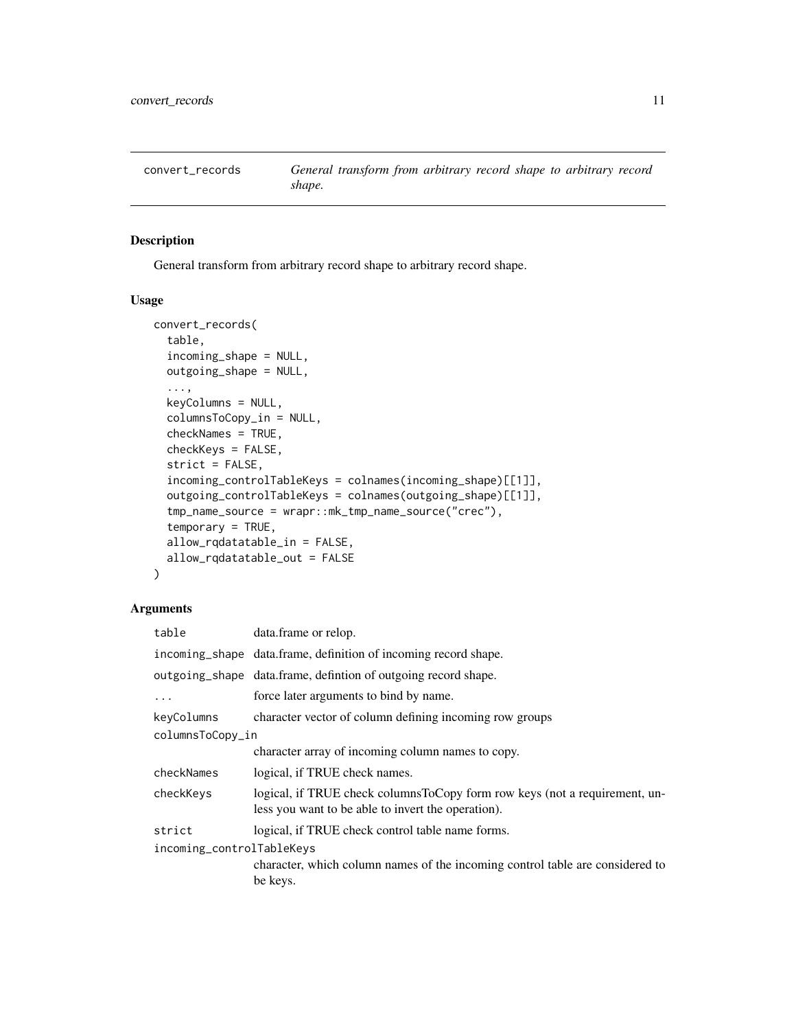## convert_records — *General transform from arbitrary record shape to arbitrary record shape.*

### Description

General transform from arbitrary record shape to arbitrary record shape.

### Usage

```
convert_records(
  table,
  incoming_shape = NULL,
  outgoing_shape = NULL,
  ...,
  keyColumns = NULL,
  columnsToCopy_in = NULL,
  checkNames = TRUE,
  checkKeys = FALSE,
  strict = FALSE,
  incoming_controlTableKeys = colnames(incoming_shape)[[1]],
  outgoing_controlTableKeys = colnames(outgoing_shape)[[1]],
  tmp_name_source = wrapr::mk_tmp_name_source("crec"),
  temporary = TRUE,
  allow_rqdatatable_in = FALSE,
  allow_rqdatatable_out = FALSE
)
```

### Arguments

| | |
|---|---|
| `table` | data.frame or relop. |
| `incoming_shape` | data.frame, definition of incoming record shape. |
| `outgoing_shape` | data.frame, defintion of outgoing record shape. |
| `...` | force later arguments to bind by name. |
| `keyColumns` | character vector of column defining incoming row groups |
| `columnsToCopy_in` | character array of incoming column names to copy. |
| `checkNames` | logical, if TRUE check names. |
| `checkKeys` | logical, if TRUE check columnsToCopy form row keys (not a requirement, unless you want to be able to invert the operation). |
| `strict` | logical, if TRUE check control table name forms. |
| `incoming_controlTableKeys` | character, which column names of the incoming control table are considered to be keys. |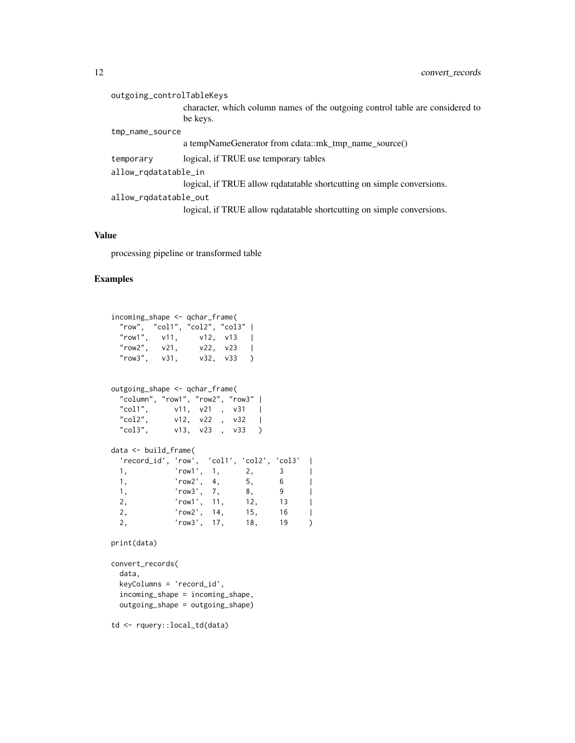outgoing_controlTableKeys
: character, which column names of the outgoing control table are considered to be keys.

tmp_name_source
: a tempNameGenerator from cdata::mk_tmp_name_source()

temporary
: logical, if TRUE use temporary tables

allow_rqdatatable_in
: logical, if TRUE allow rqdatatable shortcutting on simple conversions.

allow_rqdatatable_out
: logical, if TRUE allow rqdatatable shortcutting on simple conversions.

## Value

processing pipeline or transformed table

## Examples

```
incoming_shape <- qchar_frame(
  "row",  "col1", "col2", "col3" |
  "row1",   v11,     v12,  v13   |
  "row2",   v21,     v22,  v23   |
  "row3",   v31,     v32,  v33   )


outgoing_shape <- qchar_frame(
  "column", "row1", "row2", "row3" |
  "col1",      v11,  v21  ,  v31   |
  "col2",      v12,  v22  ,  v32   |
  "col3",      v13,  v23  ,  v33   )

data <- build_frame(
  'record_id', 'row',  'col1', 'col2', 'col3'  |
  1,           'row1',  1,      2,      3      |
  1,           'row2',  4,      5,      6      |
  1,           'row3',  7,      8,      9      |
  2,           'row1',  11,     12,     13     |
  2,           'row2',  14,     15,     16     |
  2,           'row3',  17,     18,     19     )

print(data)

convert_records(
  data,
  keyColumns = 'record_id',
  incoming_shape = incoming_shape,
  outgoing_shape = outgoing_shape)

td <- rquery::local_td(data)
```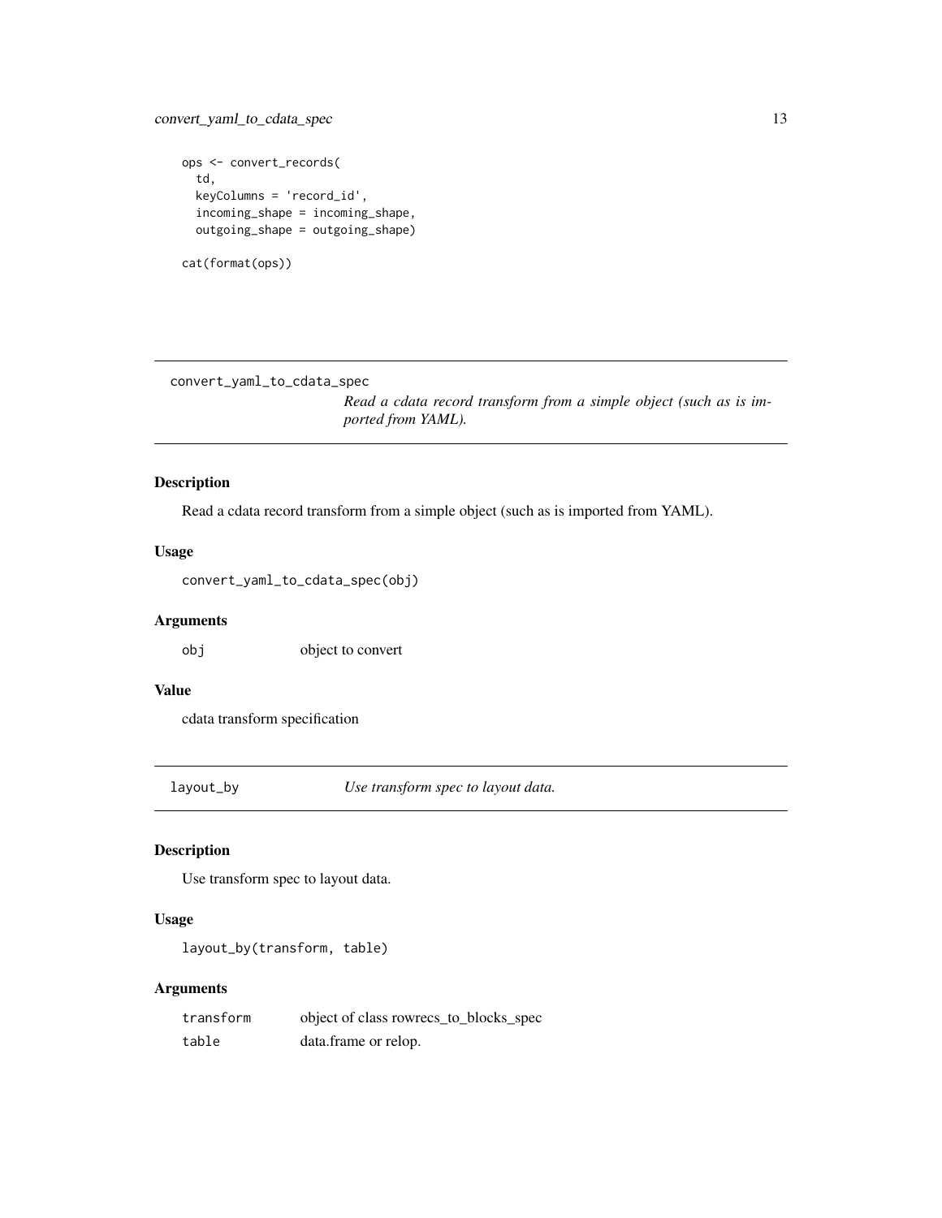```
ops <- convert_records(
  td,
  keyColumns = 'record_id',
  incoming_shape = incoming_shape,
  outgoing_shape = outgoing_shape)

cat(format(ops))
```

## convert_yaml_to_cdata_spec

*Read a cdata record transform from a simple object (such as is imported from YAML).*

### Description

Read a cdata record transform from a simple object (such as is imported from YAML).

### Usage

```
convert_yaml_to_cdata_spec(obj)
```

### Arguments

| | |
|---|---|
| `obj` | object to convert |

### Value

cdata transform specification

## layout_by

*Use transform spec to layout data.*

### Description

Use transform spec to layout data.

### Usage

```
layout_by(transform, table)
```

### Arguments

| | |
|---|---|
| `transform` | object of class rowrecs_to_blocks_spec |
| `table` | data.frame or relop. |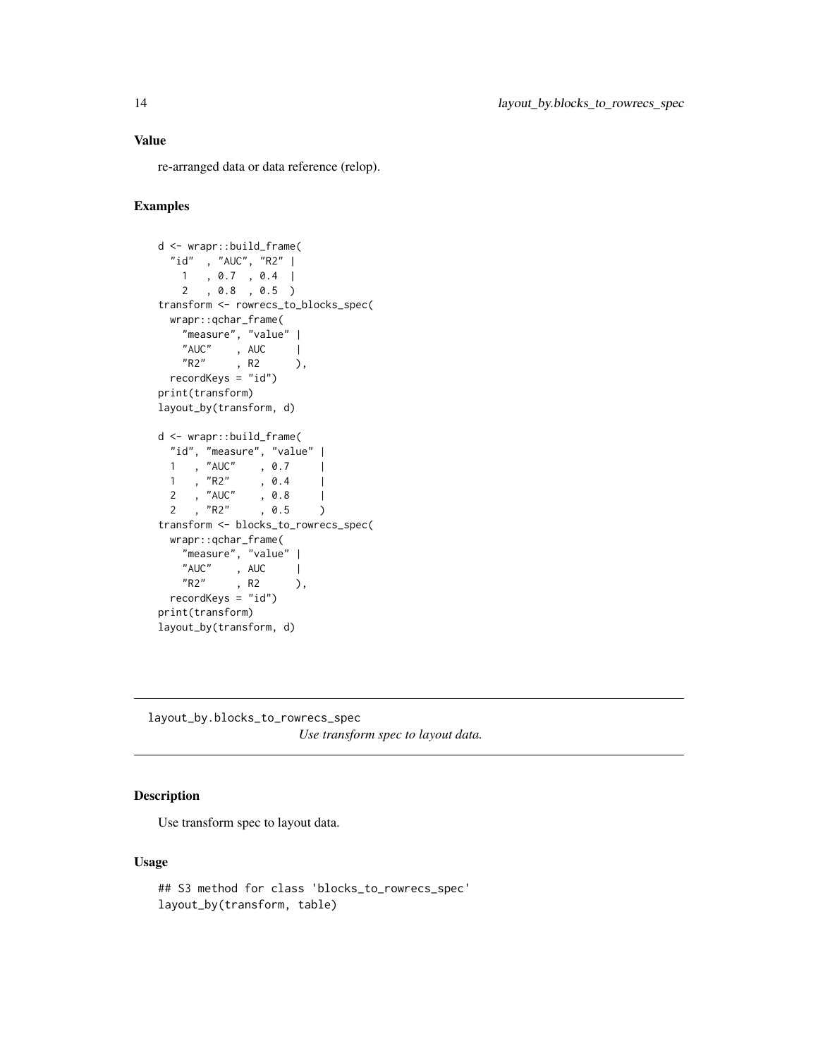### Value

re-arranged data or data reference (relop).

### Examples

```
d <- wrapr::build_frame(
  "id"  , "AUC", "R2" |
    1   , 0.7  , 0.4  |
    2   , 0.8  , 0.5  )
transform <- rowrecs_to_blocks_spec(
  wrapr::qchar_frame(
    "measure", "value" |
    "AUC"    , AUC     |
    "R2"     , R2      ),
  recordKeys = "id")
print(transform)
layout_by(transform, d)

d <- wrapr::build_frame(
  "id", "measure", "value" |
  1   , "AUC"    , 0.7     |
  1   , "R2"     , 0.4     |
  2   , "AUC"    , 0.8     |
  2   , "R2"     , 0.5     )
transform <- blocks_to_rowrecs_spec(
  wrapr::qchar_frame(
    "measure", "value" |
    "AUC"    , AUC     |
    "R2"     , R2      ),
  recordKeys = "id")
print(transform)
layout_by(transform, d)
```

---

## layout_by.blocks_to_rowrecs_spec

*Use transform spec to layout data.*

### Description

Use transform spec to layout data.

### Usage

```
## S3 method for class 'blocks_to_rowrecs_spec'
layout_by(transform, table)
```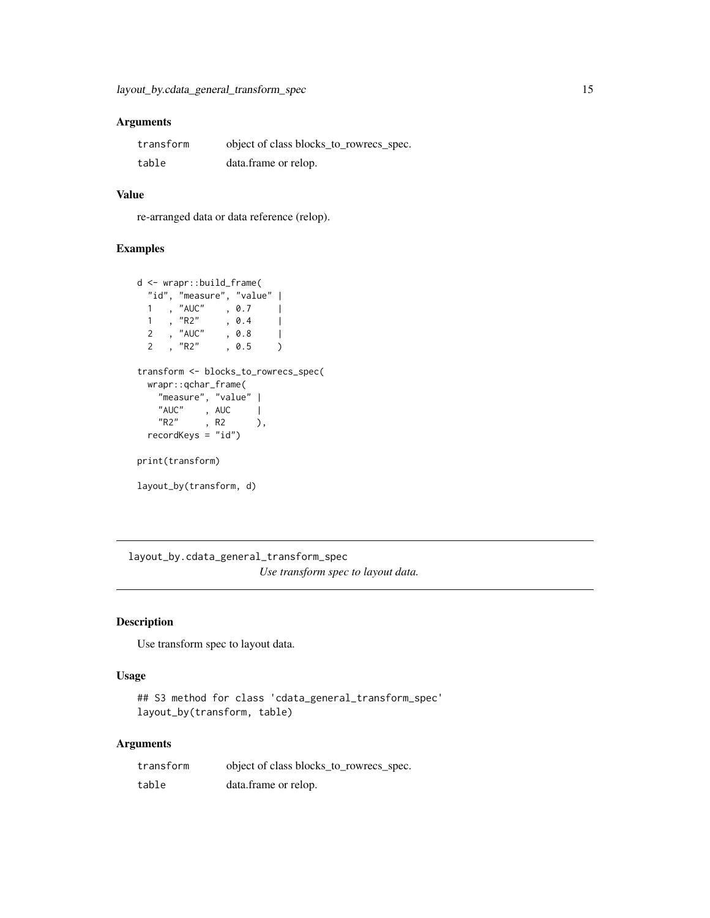### Arguments

| | |
|---|---|
| `transform` | object of class blocks_to_rowrecs_spec. |
| `table` | data.frame or relop. |

### Value

re-arranged data or data reference (relop).

### Examples

```
d <- wrapr::build_frame(
  "id", "measure", "value" |
  1   , "AUC"    , 0.7     |
  1   , "R2"     , 0.4     |
  2   , "AUC"    , 0.8     |
  2   , "R2"     , 0.5     )

transform <- blocks_to_rowrecs_spec(
  wrapr::qchar_frame(
    "measure", "value" |
    "AUC"    , AUC     |
    "R2"     , R2      ),
  recordKeys = "id")

print(transform)

layout_by(transform, d)
```

---

## layout_by.cdata_general_transform_spec

*Use transform spec to layout data.*

---

### Description

Use transform spec to layout data.

### Usage

```
## S3 method for class 'cdata_general_transform_spec'
layout_by(transform, table)
```

### Arguments

| | |
|---|---|
| `transform` | object of class blocks_to_rowrecs_spec. |
| `table` | data.frame or relop. |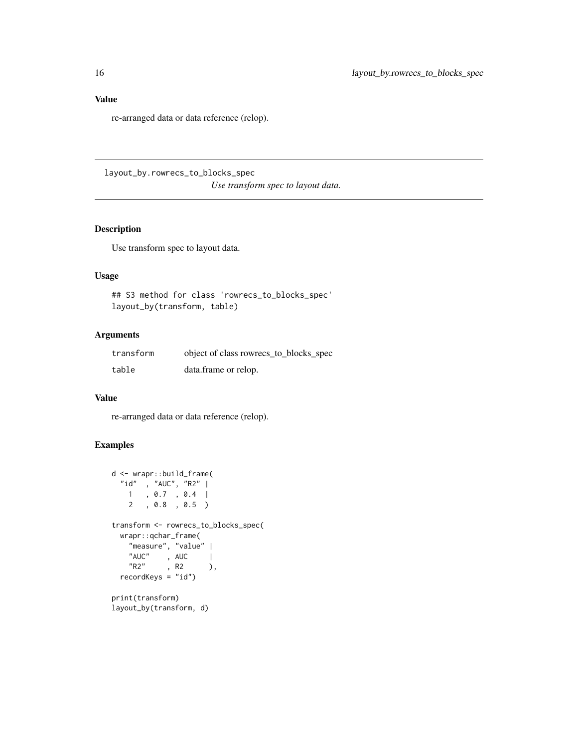## Value

re-arranged data or data reference (relop).

---

## layout_by.rowrecs_to_blocks_spec

*Use transform spec to layout data.*

---

### Description

Use transform spec to layout data.

### Usage

```
## S3 method for class 'rowrecs_to_blocks_spec'
layout_by(transform, table)
```

### Arguments

| | |
|---|---|
| `transform` | object of class rowrecs_to_blocks_spec |
| `table` | data.frame or relop. |

### Value

re-arranged data or data reference (relop).

### Examples

```
d <- wrapr::build_frame(
  "id"  , "AUC", "R2" |
    1   , 0.7  , 0.4  |
    2   , 0.8  , 0.5  )

transform <- rowrecs_to_blocks_spec(
  wrapr::qchar_frame(
    "measure", "value" |
    "AUC"    , AUC     |
    "R2"     , R2      ),
  recordKeys = "id")

print(transform)
layout_by(transform, d)
```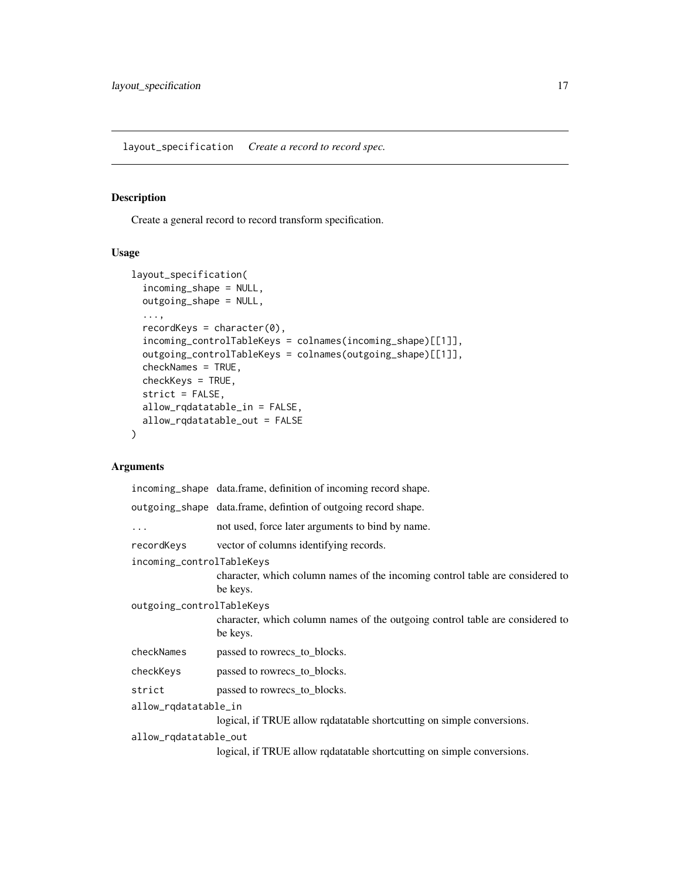## layout_specification *Create a record to record spec.*

### Description

Create a general record to record transform specification.

### Usage

```
layout_specification(
  incoming_shape = NULL,
  outgoing_shape = NULL,
  ...,
  recordKeys = character(0),
  incoming_controlTableKeys = colnames(incoming_shape)[[1]],
  outgoing_controlTableKeys = colnames(outgoing_shape)[[1]],
  checkNames = TRUE,
  checkKeys = TRUE,
  strict = FALSE,
  allow_rqdatatable_in = FALSE,
  allow_rqdatatable_out = FALSE
)
```

### Arguments

| | |
|---|---|
| `incoming_shape` | data.frame, definition of incoming record shape. |
| `outgoing_shape` | data.frame, defintion of outgoing record shape. |
| `...` | not used, force later arguments to bind by name. |
| `recordKeys` | vector of columns identifying records. |
| `incoming_controlTableKeys` | character, which column names of the incoming control table are considered to be keys. |
| `outgoing_controlTableKeys` | character, which column names of the outgoing control table are considered to be keys. |
| `checkNames` | passed to rowrecs_to_blocks. |
| `checkKeys` | passed to rowrecs_to_blocks. |
| `strict` | passed to rowrecs_to_blocks. |
| `allow_rqdatatable_in` | logical, if TRUE allow rqdatatable shortcutting on simple conversions. |
| `allow_rqdatatable_out` | logical, if TRUE allow rqdatatable shortcutting on simple conversions. |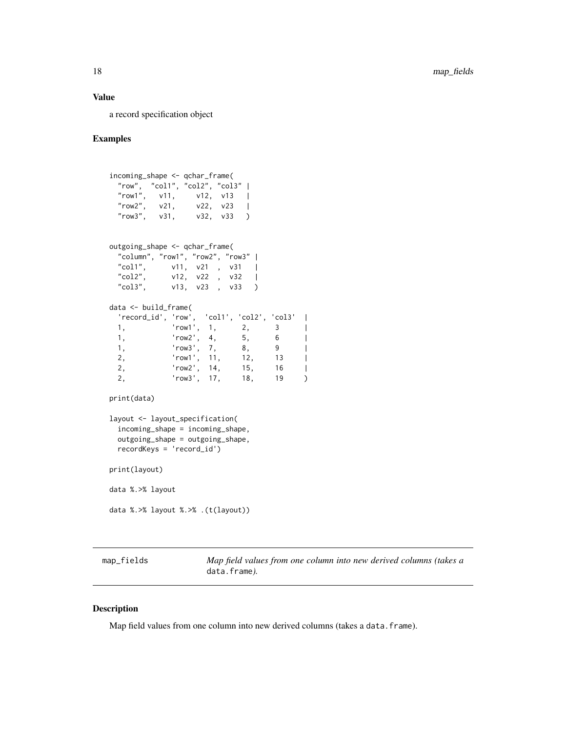### Value

a record specification object

### Examples

```
incoming_shape <- qchar_frame(
  "row",  "col1", "col2", "col3" |
  "row1",   v11,     v12,  v13   |
  "row2",   v21,     v22,  v23   |
  "row3",   v31,     v32,  v33   )


outgoing_shape <- qchar_frame(
  "column", "row1", "row2", "row3" |
  "col1",      v11,  v21  ,  v31   |
  "col2",      v12,  v22  ,  v32   |
  "col3",      v13,  v23  ,  v33   )

data <- build_frame(
  'record_id', 'row',  'col1', 'col2', 'col3'  |
  1,           'row1',  1,      2,      3      |
  1,           'row2',  4,      5,      6      |
  1,           'row3',  7,      8,      9      |
  2,           'row1',  11,     12,     13     |
  2,           'row2',  14,     15,     16     |
  2,           'row3',  17,     18,     19     )

print(data)

layout <- layout_specification(
  incoming_shape = incoming_shape,
  outgoing_shape = outgoing_shape,
  recordKeys = 'record_id')

print(layout)

data %.>% layout

data %.>% layout %.>% .(t(layout))
```

## map_fields — *Map field values from one column into new derived columns (takes a* `data.frame`*).*

### Description

Map field values from one column into new derived columns (takes a `data.frame`).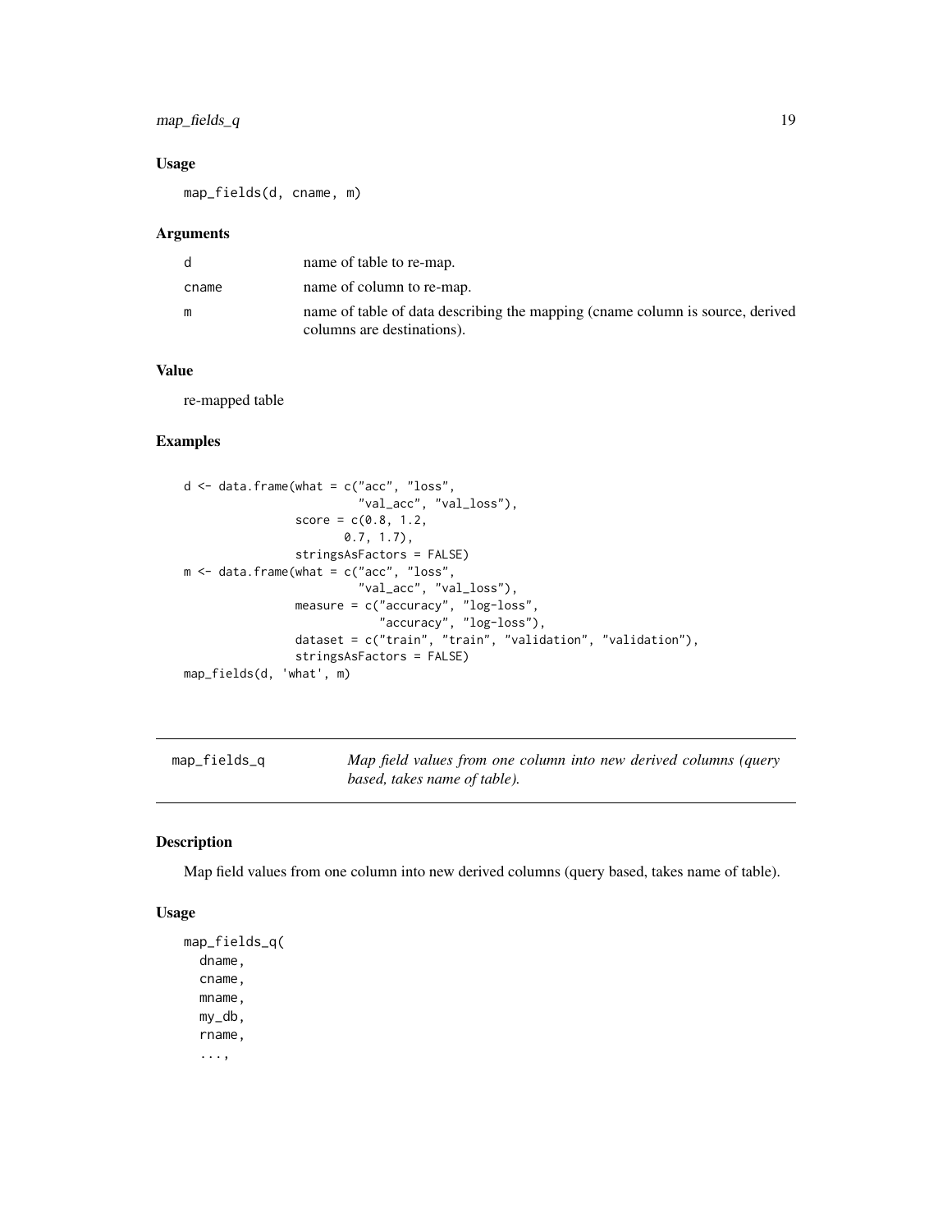## Usage

```
map_fields(d, cname, m)
```

## Arguments

| | |
|---|---|
| d | name of table to re-map. |
| cname | name of column to re-map. |
| m | name of table of data describing the mapping (cname column is source, derived columns are destinations). |

## Value

re-mapped table

## Examples

```
d <- data.frame(what = c("acc", "loss",
                         "val_acc", "val_loss"),
                score = c(0.8, 1.2,
                          0.7, 1.7),
                stringsAsFactors = FALSE)
m <- data.frame(what = c("acc", "loss",
                         "val_acc", "val_loss"),
                measure = c("accuracy", "log-loss",
                            "accuracy", "log-loss"),
                dataset = c("train", "train", "validation", "validation"),
                stringsAsFactors = FALSE)
map_fields(d, 'what', m)
```

---

# map_fields_q — *Map field values from one column into new derived columns (query based, takes name of table).*

---

## Description

Map field values from one column into new derived columns (query based, takes name of table).

## Usage

```
map_fields_q(
  dname,
  cname,
  mname,
  my_db,
  rname,
  ...,
```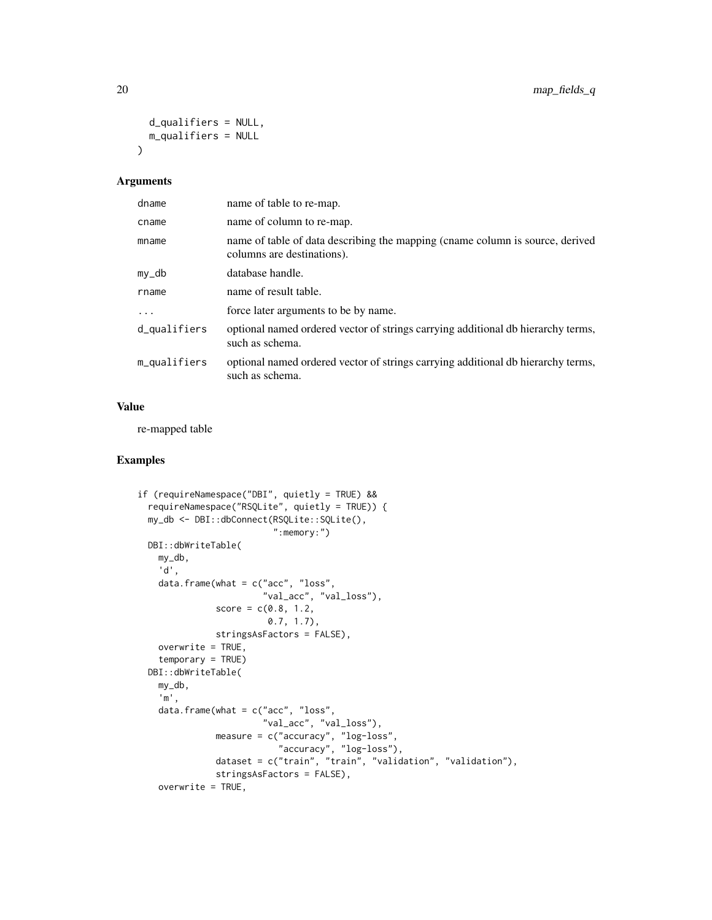```
  d_qualifiers = NULL,
  m_qualifiers = NULL
)
```

## Arguments

| | |
|---|---|
| dname | name of table to re-map. |
| cname | name of column to re-map. |
| mname | name of table of data describing the mapping (cname column is source, derived columns are destinations). |
| my_db | database handle. |
| rname | name of result table. |
| ... | force later arguments to be by name. |
| d_qualifiers | optional named ordered vector of strings carrying additional db hierarchy terms, such as schema. |
| m_qualifiers | optional named ordered vector of strings carrying additional db hierarchy terms, such as schema. |

## Value

re-mapped table

## Examples

```
if (requireNamespace("DBI", quietly = TRUE) &&
  requireNamespace("RSQLite", quietly = TRUE)) {
  my_db <- DBI::dbConnect(RSQLite::SQLite(),
                          ":memory:")
  DBI::dbWriteTable(
    my_db,
    'd',
    data.frame(what = c("acc", "loss",
                        "val_acc", "val_loss"),
               score = c(0.8, 1.2,
                         0.7, 1.7),
               stringsAsFactors = FALSE),
    overwrite = TRUE,
    temporary = TRUE)
  DBI::dbWriteTable(
    my_db,
    'm',
    data.frame(what = c("acc", "loss",
                        "val_acc", "val_loss"),
               measure = c("accuracy", "log-loss",
                           "accuracy", "log-loss"),
               dataset = c("train", "train", "validation", "validation"),
               stringsAsFactors = FALSE),
    overwrite = TRUE,
```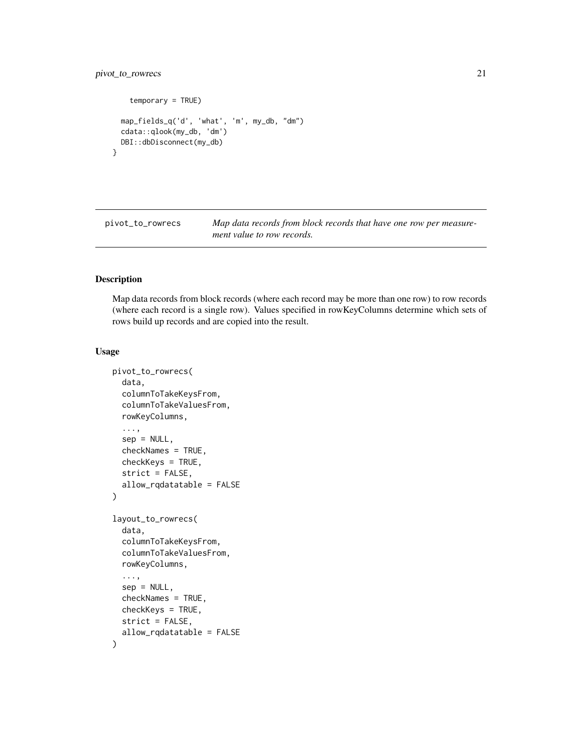```
    temporary = TRUE)

  map_fields_q('d', 'what', 'm', my_db, "dm")
  cdata::qlook(my_db, 'dm')
  DBI::dbDisconnect(my_db)
}
```

---

pivot_to_rowrecs — *Map data records from block records that have one row per measurement value to row records.*

---

### Description

Map data records from block records (where each record may be more than one row) to row records (where each record is a single row). Values specified in rowKeyColumns determine which sets of rows build up records and are copied into the result.

### Usage

```
pivot_to_rowrecs(
  data,
  columnToTakeKeysFrom,
  columnToTakeValuesFrom,
  rowKeyColumns,
  ...,
  sep = NULL,
  checkNames = TRUE,
  checkKeys = TRUE,
  strict = FALSE,
  allow_rqdatatable = FALSE
)

layout_to_rowrecs(
  data,
  columnToTakeKeysFrom,
  columnToTakeValuesFrom,
  rowKeyColumns,
  ...,
  sep = NULL,
  checkNames = TRUE,
  checkKeys = TRUE,
  strict = FALSE,
  allow_rqdatatable = FALSE
)
```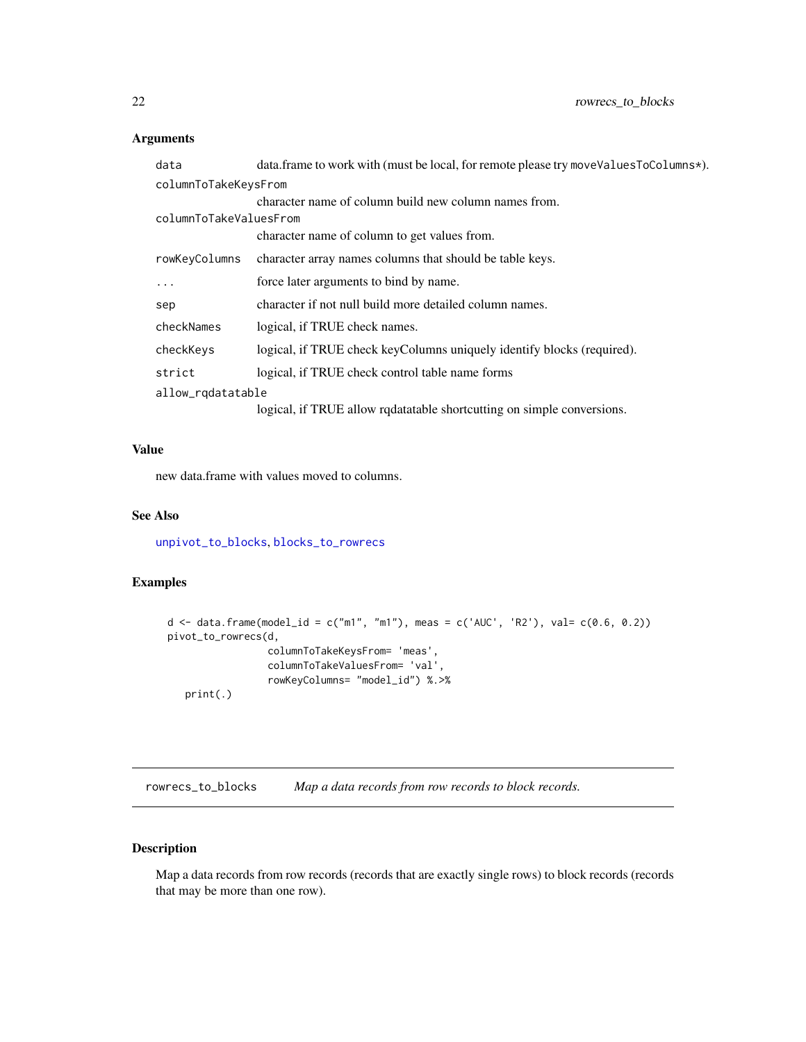### Arguments

| | |
|---|---|
| `data` | data.frame to work with (must be local, for remote please try `moveValuesToColumns*`). |
| `columnToTakeKeysFrom` | character name of column build new column names from. |
| `columnToTakeValuesFrom` | character name of column to get values from. |
| `rowKeyColumns` | character array names columns that should be table keys. |
| `...` | force later arguments to bind by name. |
| `sep` | character if not null build more detailed column names. |
| `checkNames` | logical, if TRUE check names. |
| `checkKeys` | logical, if TRUE check keyColumns uniquely identify blocks (required). |
| `strict` | logical, if TRUE check control table name forms |
| `allow_rqdatatable` | logical, if TRUE allow rqdatatable shortcutting on simple conversions. |

### Value

new data.frame with values moved to columns.

### See Also

unpivot_to_blocks, blocks_to_rowrecs

### Examples

```
d <- data.frame(model_id = c("m1", "m1"), meas = c('AUC', 'R2'), val= c(0.6, 0.2))
pivot_to_rowrecs(d,
                 columnToTakeKeysFrom= 'meas',
                 columnToTakeValuesFrom= 'val',
                 rowKeyColumns= "model_id") %.>%
   print(.)
```

---

## rowrecs_to_blocks — *Map a data records from row records to block records.*

### Description

Map a data records from row records (records that are exactly single rows) to block records (records that may be more than one row).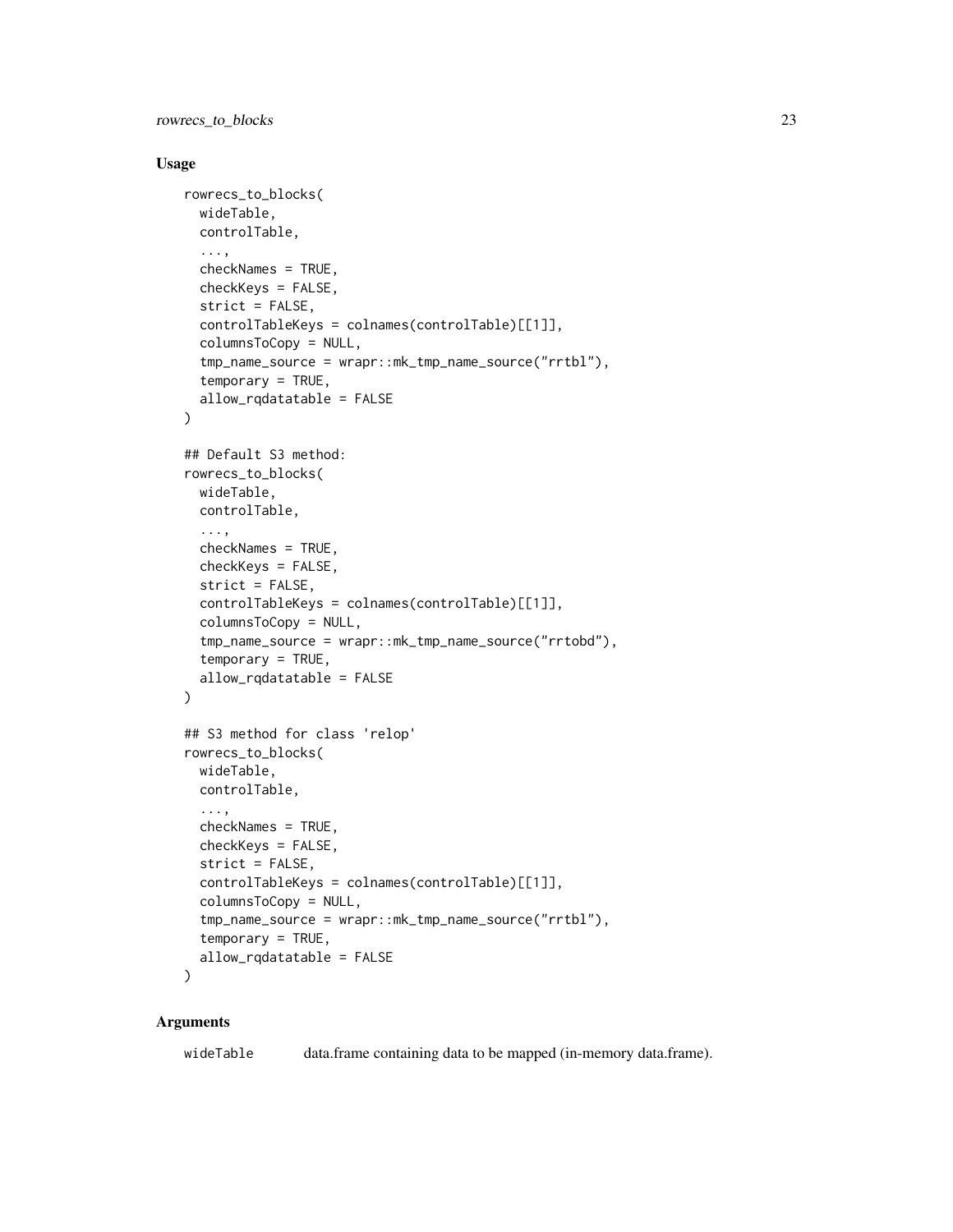## Usage

```
rowrecs_to_blocks(
  wideTable,
  controlTable,
  ...,
  checkNames = TRUE,
  checkKeys = FALSE,
  strict = FALSE,
  controlTableKeys = colnames(controlTable)[[1]],
  columnsToCopy = NULL,
  tmp_name_source = wrapr::mk_tmp_name_source("rrtbl"),
  temporary = TRUE,
  allow_rqdatatable = FALSE
)

## Default S3 method:
rowrecs_to_blocks(
  wideTable,
  controlTable,
  ...,
  checkNames = TRUE,
  checkKeys = FALSE,
  strict = FALSE,
  controlTableKeys = colnames(controlTable)[[1]],
  columnsToCopy = NULL,
  tmp_name_source = wrapr::mk_tmp_name_source("rrtobd"),
  temporary = TRUE,
  allow_rqdatatable = FALSE
)

## S3 method for class 'relop'
rowrecs_to_blocks(
  wideTable,
  controlTable,
  ...,
  checkNames = TRUE,
  checkKeys = FALSE,
  strict = FALSE,
  controlTableKeys = colnames(controlTable)[[1]],
  columnsToCopy = NULL,
  tmp_name_source = wrapr::mk_tmp_name_source("rrtbl"),
  temporary = TRUE,
  allow_rqdatatable = FALSE
)
```

## Arguments

| | |
|---|---|
| wideTable | data.frame containing data to be mapped (in-memory data.frame). |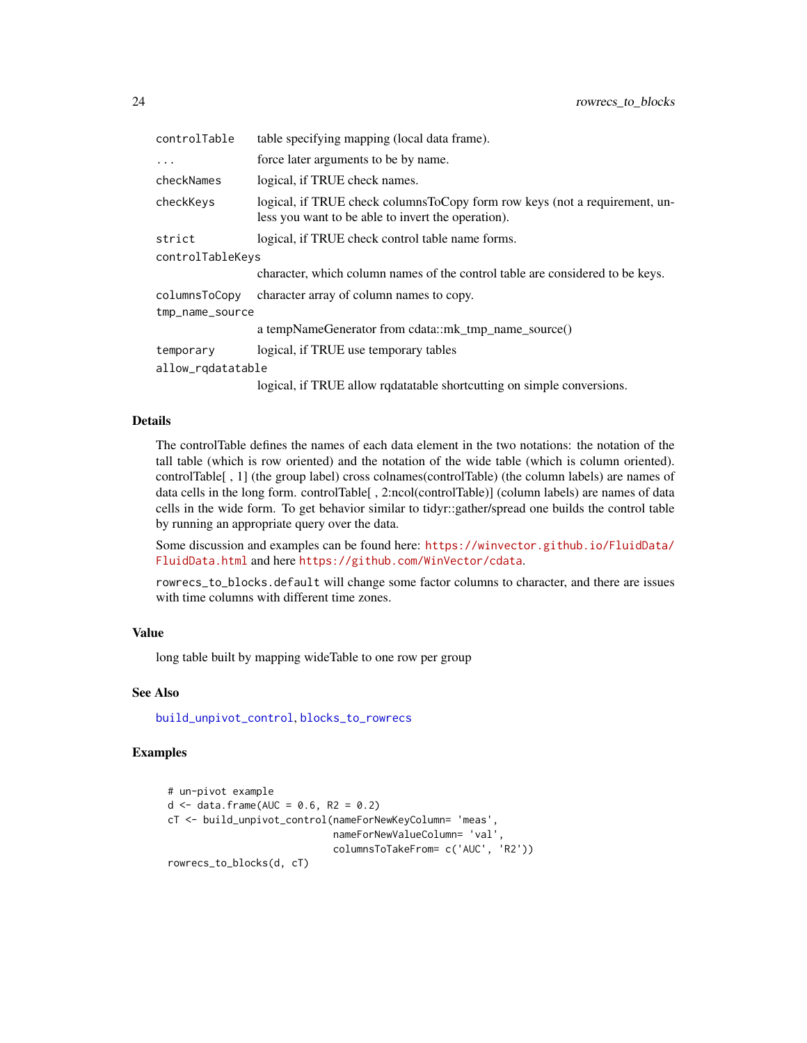| | |
|---|---|
| `controlTable` | table specifying mapping (local data frame). |
| `...` | force later arguments to be by name. |
| `checkNames` | logical, if TRUE check names. |
| `checkKeys` | logical, if TRUE check columnsToCopy form row keys (not a requirement, unless you want to be able to invert the operation). |
| `strict` | logical, if TRUE check control table name forms. |
| `controlTableKeys` | character, which column names of the control table are considered to be keys. |
| `columnsToCopy` | character array of column names to copy. |
| `tmp_name_source` | a tempNameGenerator from cdata::mk_tmp_name_source() |
| `temporary` | logical, if TRUE use temporary tables |
| `allow_rqdatatable` | logical, if TRUE allow rqdatatable shortcutting on simple conversions. |

## Details

The controlTable defines the names of each data element in the two notations: the notation of the tall table (which is row oriented) and the notation of the wide table (which is column oriented). controlTable[ , 1] (the group label) cross colnames(controlTable) (the column labels) are names of data cells in the long form. controlTable[ , 2:ncol(controlTable)] (column labels) are names of data cells in the wide form. To get behavior similar to tidyr::gather/spread one builds the control table by running an appropriate query over the data.

Some discussion and examples can be found here: https://winvector.github.io/FluidData/FluidData.html and here https://github.com/WinVector/cdata.

`rowrecs_to_blocks.default` will change some factor columns to character, and there are issues with time columns with different time zones.

## Value

long table built by mapping wideTable to one row per group

## See Also

`build_unpivot_control`, `blocks_to_rowrecs`

## Examples

```
# un-pivot example
d <- data.frame(AUC = 0.6, R2 = 0.2)
cT <- build_unpivot_control(nameForNewKeyColumn= 'meas',
                            nameForNewValueColumn= 'val',
                            columnsToTakeFrom= c('AUC', 'R2'))
rowrecs_to_blocks(d, cT)
```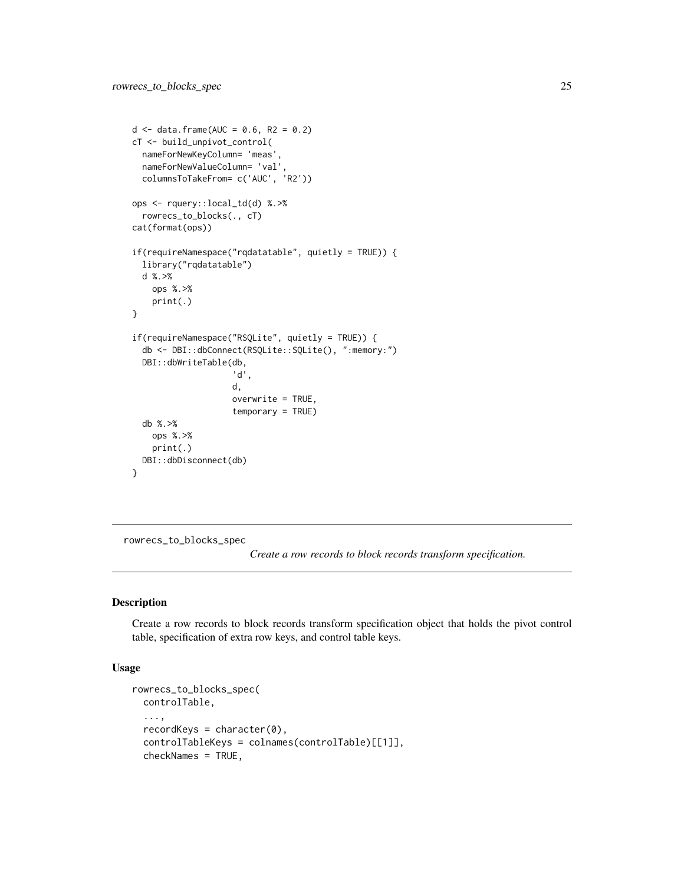```
d <- data.frame(AUC = 0.6, R2 = 0.2)
cT <- build_unpivot_control(
  nameForNewKeyColumn= 'meas',
  nameForNewValueColumn= 'val',
  columnsToTakeFrom= c('AUC', 'R2'))

ops <- rquery::local_td(d) %.>%
  rowrecs_to_blocks(., cT)
cat(format(ops))

if(requireNamespace("rqdatatable", quietly = TRUE)) {
  library("rqdatatable")
  d %.>%
    ops %.>%
    print(.)
}

if(requireNamespace("RSQLite", quietly = TRUE)) {
  db <- DBI::dbConnect(RSQLite::SQLite(), ":memory:")
  DBI::dbWriteTable(db,
                    'd',
                    d,
                    overwrite = TRUE,
                    temporary = TRUE)
  db %.>%
    ops %.>%
    print(.)
  DBI::dbDisconnect(db)
}
```

---

rowrecs_to_blocks_spec *Create a row records to block records transform specification.*

---

### Description

Create a row records to block records transform specification object that holds the pivot control table, specification of extra row keys, and control table keys.

### Usage

```
rowrecs_to_blocks_spec(
  controlTable,
  ...,
  recordKeys = character(0),
  controlTableKeys = colnames(controlTable)[[1]],
  checkNames = TRUE,
```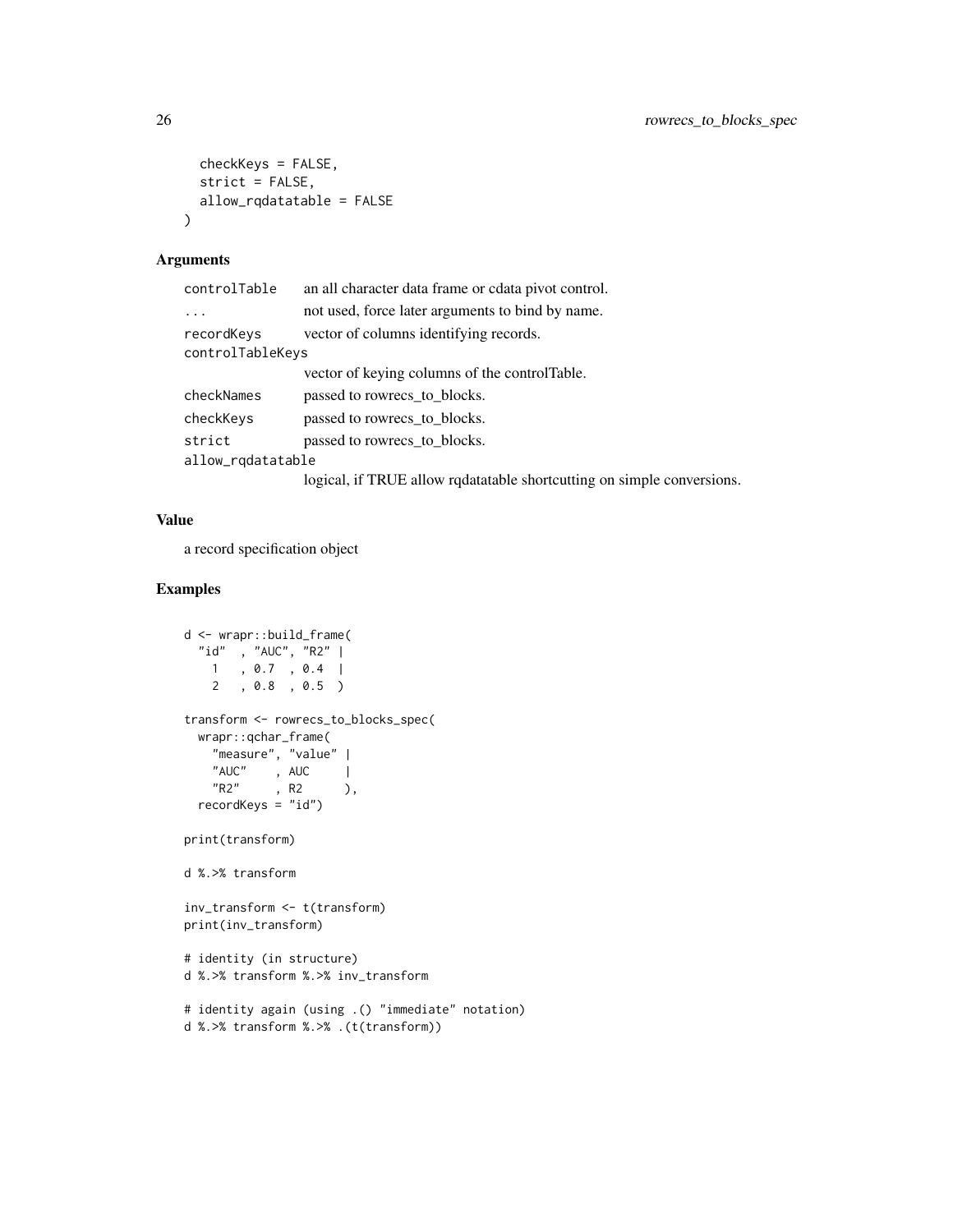```
  checkKeys = FALSE,
  strict = FALSE,
  allow_rqdatatable = FALSE
)
```

## Arguments

| | |
|---|---|
| controlTable | an all character data frame or cdata pivot control. |
| ... | not used, force later arguments to bind by name. |
| recordKeys | vector of columns identifying records. |
| controlTableKeys | vector of keying columns of the controlTable. |
| checkNames | passed to rowrecs_to_blocks. |
| checkKeys | passed to rowrecs_to_blocks. |
| strict | passed to rowrecs_to_blocks. |
| allow_rqdatatable | logical, if TRUE allow rqdatatable shortcutting on simple conversions. |

## Value

a record specification object

## Examples

```
d <- wrapr::build_frame(
  "id"  , "AUC", "R2" |
    1   , 0.7  , 0.4  |
    2   , 0.8  , 0.5  )

transform <- rowrecs_to_blocks_spec(
  wrapr::qchar_frame(
    "measure", "value" |
    "AUC"    , AUC     |
    "R2"     , R2      ),
  recordKeys = "id")

print(transform)

d %.>% transform

inv_transform <- t(transform)
print(inv_transform)

# identity (in structure)
d %.>% transform %.>% inv_transform

# identity again (using .() "immediate" notation)
d %.>% transform %.>% .(t(transform))
```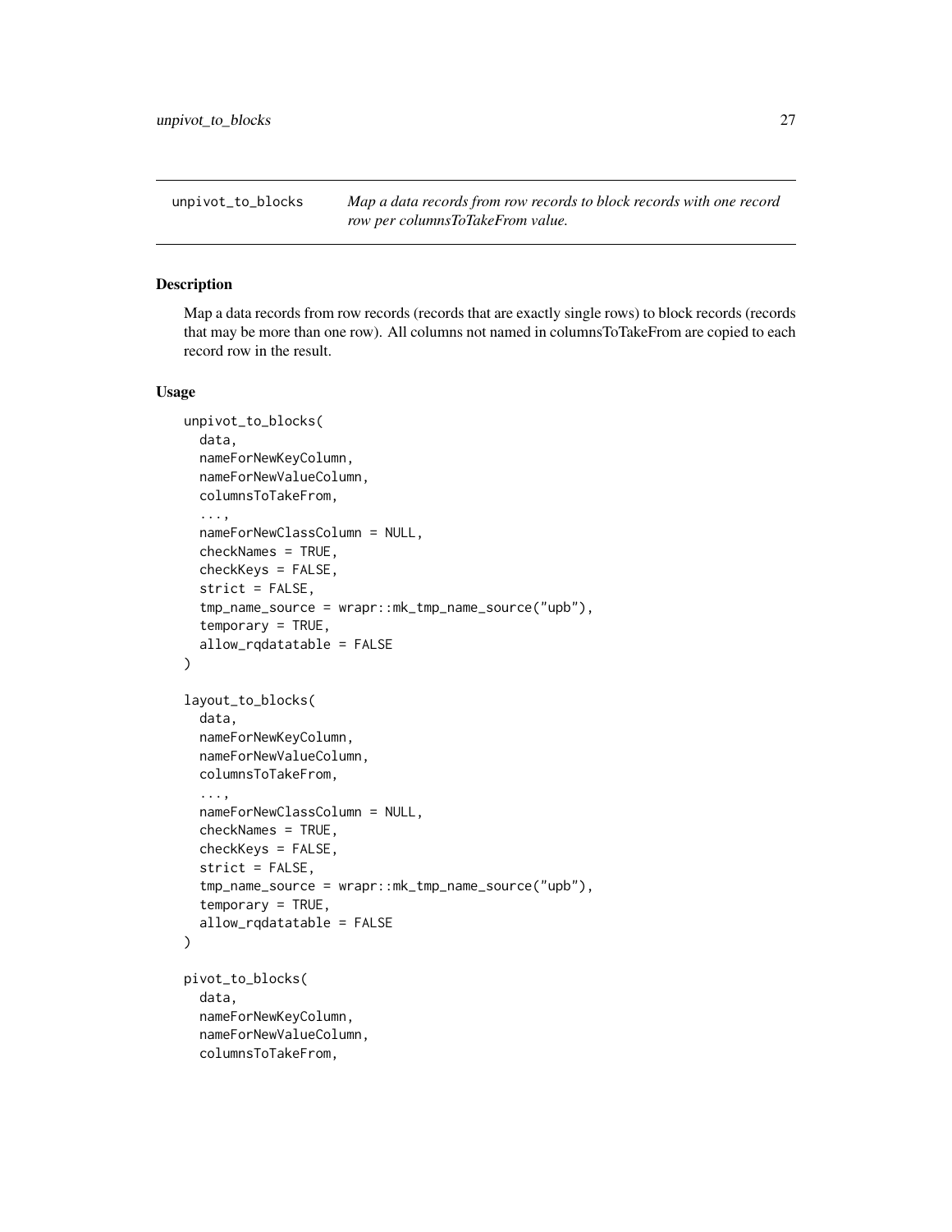unpivot_to_blocks — *Map a data records from row records to block records with one record row per columnsToTakeFrom value.*

## Description

Map a data records from row records (records that are exactly single rows) to block records (records that may be more than one row). All columns not named in columnsToTakeFrom are copied to each record row in the result.

## Usage

```
unpivot_to_blocks(
  data,
  nameForNewKeyColumn,
  nameForNewValueColumn,
  columnsToTakeFrom,
  ...,
  nameForNewClassColumn = NULL,
  checkNames = TRUE,
  checkKeys = FALSE,
  strict = FALSE,
  tmp_name_source = wrapr::mk_tmp_name_source("upb"),
  temporary = TRUE,
  allow_rqdatatable = FALSE
)

layout_to_blocks(
  data,
  nameForNewKeyColumn,
  nameForNewValueColumn,
  columnsToTakeFrom,
  ...,
  nameForNewClassColumn = NULL,
  checkNames = TRUE,
  checkKeys = FALSE,
  strict = FALSE,
  tmp_name_source = wrapr::mk_tmp_name_source("upb"),
  temporary = TRUE,
  allow_rqdatatable = FALSE
)

pivot_to_blocks(
  data,
  nameForNewKeyColumn,
  nameForNewValueColumn,
  columnsToTakeFrom,
```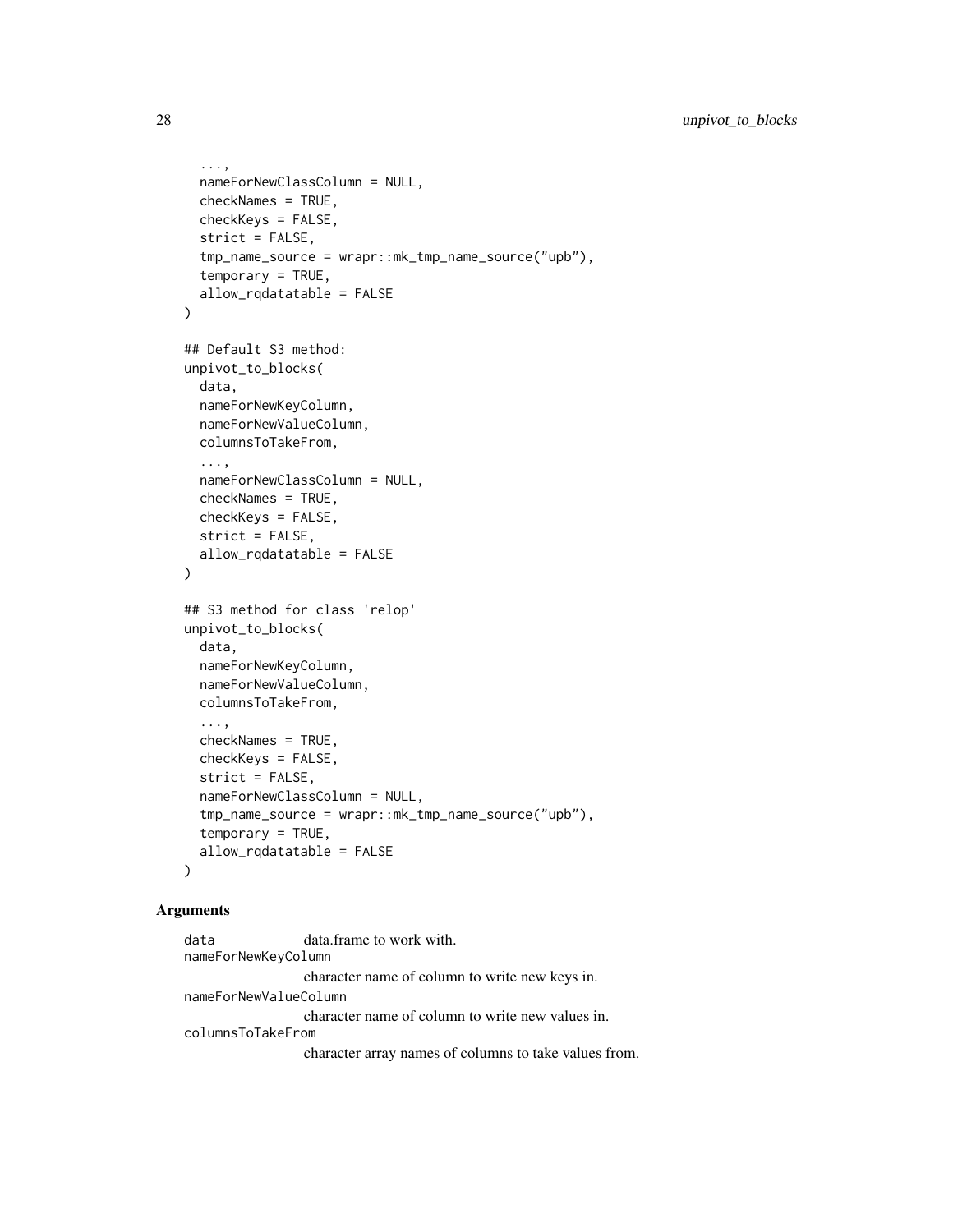```
  ...,
  nameForNewClassColumn = NULL,
  checkNames = TRUE,
  checkKeys = FALSE,
  strict = FALSE,
  tmp_name_source = wrapr::mk_tmp_name_source("upb"),
  temporary = TRUE,
  allow_rqdatatable = FALSE
)

## Default S3 method:
unpivot_to_blocks(
  data,
  nameForNewKeyColumn,
  nameForNewValueColumn,
  columnsToTakeFrom,
  ...,
  nameForNewClassColumn = NULL,
  checkNames = TRUE,
  checkKeys = FALSE,
  strict = FALSE,
  allow_rqdatatable = FALSE
)

## S3 method for class 'relop'
unpivot_to_blocks(
  data,
  nameForNewKeyColumn,
  nameForNewValueColumn,
  columnsToTakeFrom,
  ...,
  checkNames = TRUE,
  checkKeys = FALSE,
  strict = FALSE,
  nameForNewClassColumn = NULL,
  tmp_name_source = wrapr::mk_tmp_name_source("upb"),
  temporary = TRUE,
  allow_rqdatatable = FALSE
)
```

### Arguments

`data` data.frame to work with.

`nameForNewKeyColumn`
character name of column to write new keys in.

`nameForNewValueColumn`
character name of column to write new values in.

`columnsToTakeFrom`
character array names of columns to take values from.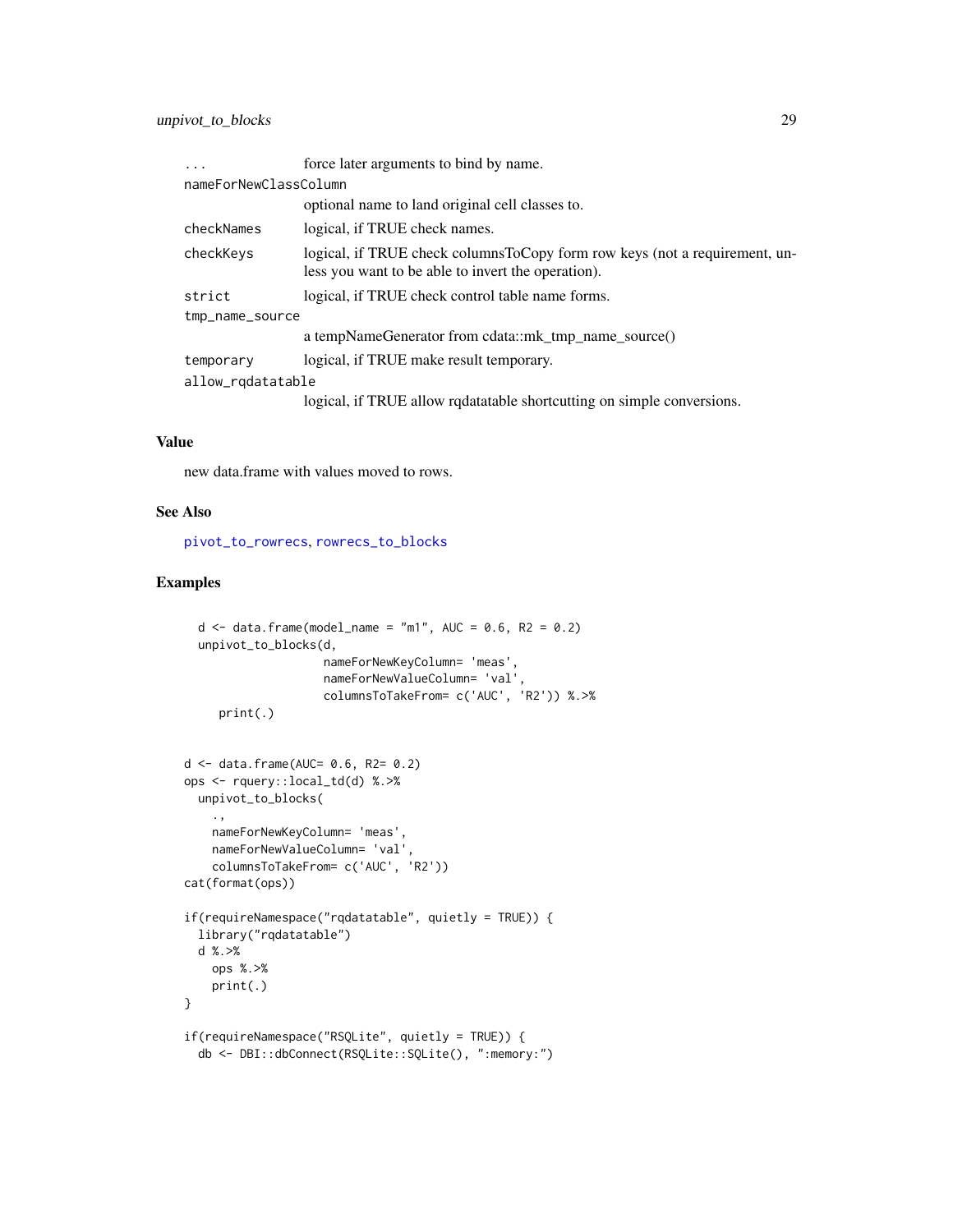| | |
|---|---|
| ... | force later arguments to bind by name. |
| nameForNewClassColumn | optional name to land original cell classes to. |
| checkNames | logical, if TRUE check names. |
| checkKeys | logical, if TRUE check columnsToCopy form row keys (not a requirement, unless you want to be able to invert the operation). |
| strict | logical, if TRUE check control table name forms. |
| tmp_name_source | a tempNameGenerator from cdata::mk_tmp_name_source() |
| temporary | logical, if TRUE make result temporary. |
| allow_rqdatatable | logical, if TRUE allow rqdatatable shortcutting on simple conversions. |

### Value

new data.frame with values moved to rows.

### See Also

pivot_to_rowrecs, rowrecs_to_blocks

### Examples

```
  d <- data.frame(model_name = "m1", AUC = 0.6, R2 = 0.2)
  unpivot_to_blocks(d,
                    nameForNewKeyColumn= 'meas',
                    nameForNewValueColumn= 'val',
                    columnsToTakeFrom= c('AUC', 'R2')) %.>%
     print(.)


d <- data.frame(AUC= 0.6, R2= 0.2)
ops <- rquery::local_td(d) %.>%
  unpivot_to_blocks(
    .,
    nameForNewKeyColumn= 'meas',
    nameForNewValueColumn= 'val',
    columnsToTakeFrom= c('AUC', 'R2'))
cat(format(ops))

if(requireNamespace("rqdatatable", quietly = TRUE)) {
  library("rqdatatable")
  d %.>%
    ops %.>%
    print(.)
}

if(requireNamespace("RSQLite", quietly = TRUE)) {
  db <- DBI::dbConnect(RSQLite::SQLite(), ":memory:")
```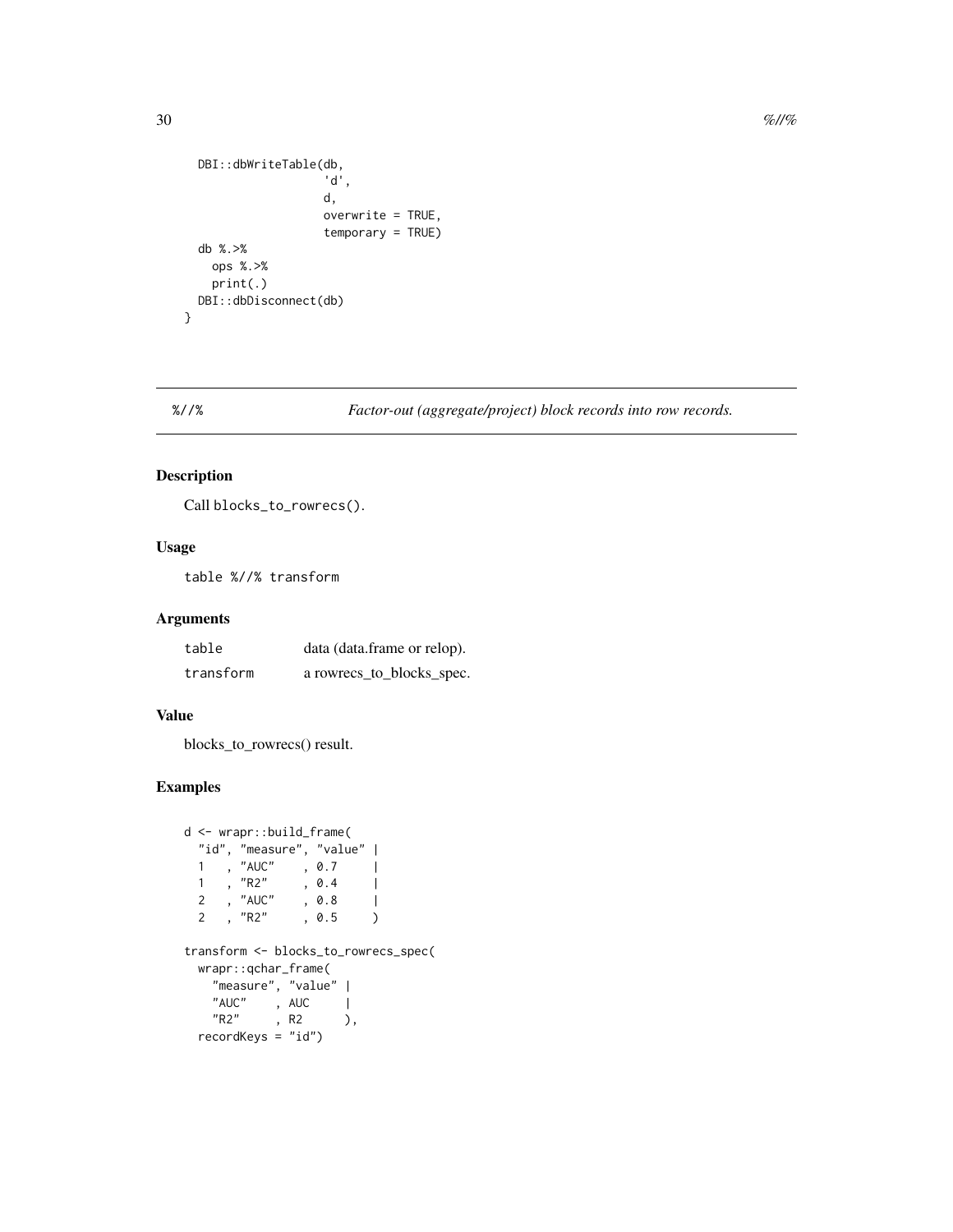```
  DBI::dbWriteTable(db,
                    'd',
                    d,
                    overwrite = TRUE,
                    temporary = TRUE)
  db %.>%
    ops %.>%
    print(.)
  DBI::dbDisconnect(db)
}
```

## %//% *Factor-out (aggregate/project) block records into row records.*

### Description

Call blocks_to_rowrecs().

### Usage

```
table %//% transform
```

### Arguments

| | |
|---|---|
| table | data (data.frame or relop). |
| transform | a rowrecs_to_blocks_spec. |

### Value

blocks_to_rowrecs() result.

### Examples

```
d <- wrapr::build_frame(
  "id", "measure", "value" |
  1   , "AUC"    , 0.7     |
  1   , "R2"     , 0.4     |
  2   , "AUC"    , 0.8     |
  2   , "R2"     , 0.5     )

transform <- blocks_to_rowrecs_spec(
  wrapr::qchar_frame(
    "measure", "value" |
    "AUC"    , AUC     |
    "R2"     , R2      ),
  recordKeys = "id")
```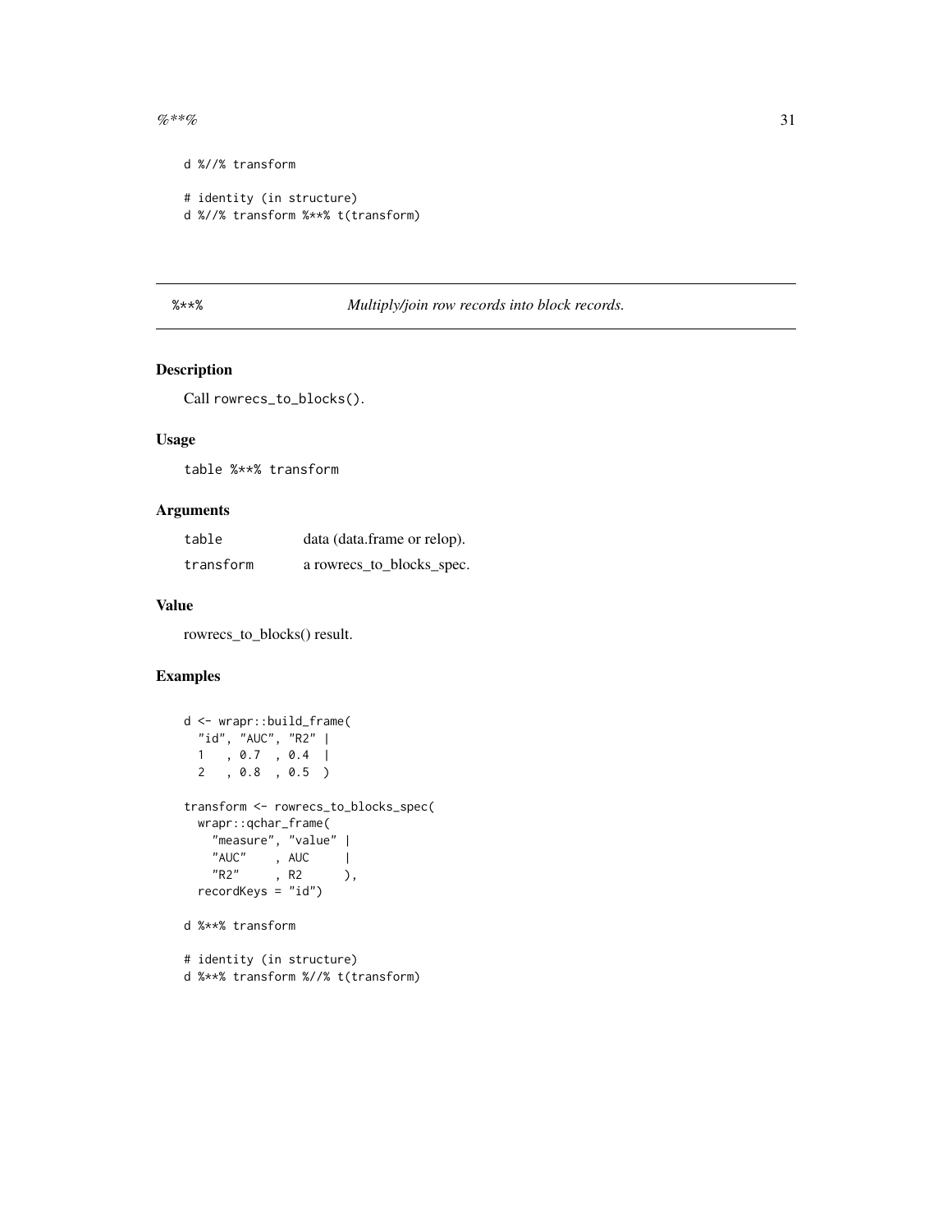```
d %//% transform

# identity (in structure)
d %//% transform %**% t(transform)
```

## %**% *Multiply/join row records into block records.*

### Description

Call rowrecs_to_blocks().

### Usage

```
table %**% transform
```

### Arguments

| | |
|---|---|
| table | data (data.frame or relop). |
| transform | a rowrecs_to_blocks_spec. |

### Value

rowrecs_to_blocks() result.

### Examples

```
d <- wrapr::build_frame(
  "id", "AUC", "R2" |
  1   , 0.7  , 0.4  |
  2   , 0.8  , 0.5  )

transform <- rowrecs_to_blocks_spec(
  wrapr::qchar_frame(
    "measure", "value" |
    "AUC"    , AUC     |
    "R2"     , R2      ),
  recordKeys = "id")

d %**% transform

# identity (in structure)
d %**% transform %//% t(transform)
```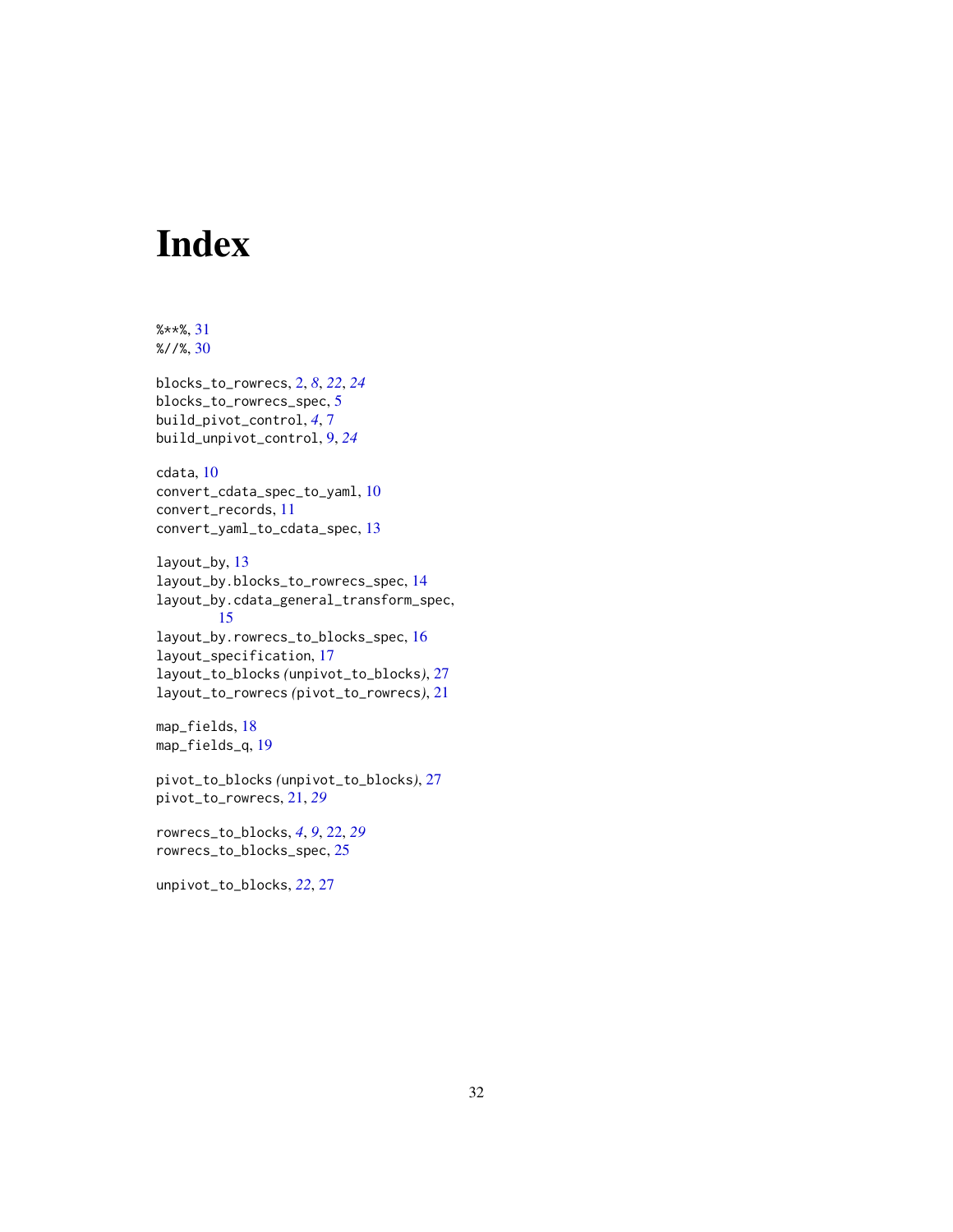# Index

%**%, 31
%//%, 30

blocks_to_rowrecs, 2, *8*, *22*, *24*
blocks_to_rowrecs_spec, 5
build_pivot_control, *4*, 7
build_unpivot_control, 9, *24*

cdata, 10
convert_cdata_spec_to_yaml, 10
convert_records, 11
convert_yaml_to_cdata_spec, 13

layout_by, 13
layout_by.blocks_to_rowrecs_spec, 14
layout_by.cdata_general_transform_spec, 15
layout_by.rowrecs_to_blocks_spec, 16
layout_specification, 17
layout_to_blocks *(*unpivot_to_blocks*)*, 27
layout_to_rowrecs *(*pivot_to_rowrecs*)*, 21

map_fields, 18
map_fields_q, 19

pivot_to_blocks *(*unpivot_to_blocks*)*, 27
pivot_to_rowrecs, 21, *29*

rowrecs_to_blocks, *4*, *9*, 22, *29*
rowrecs_to_blocks_spec, 25

unpivot_to_blocks, *22*, 27